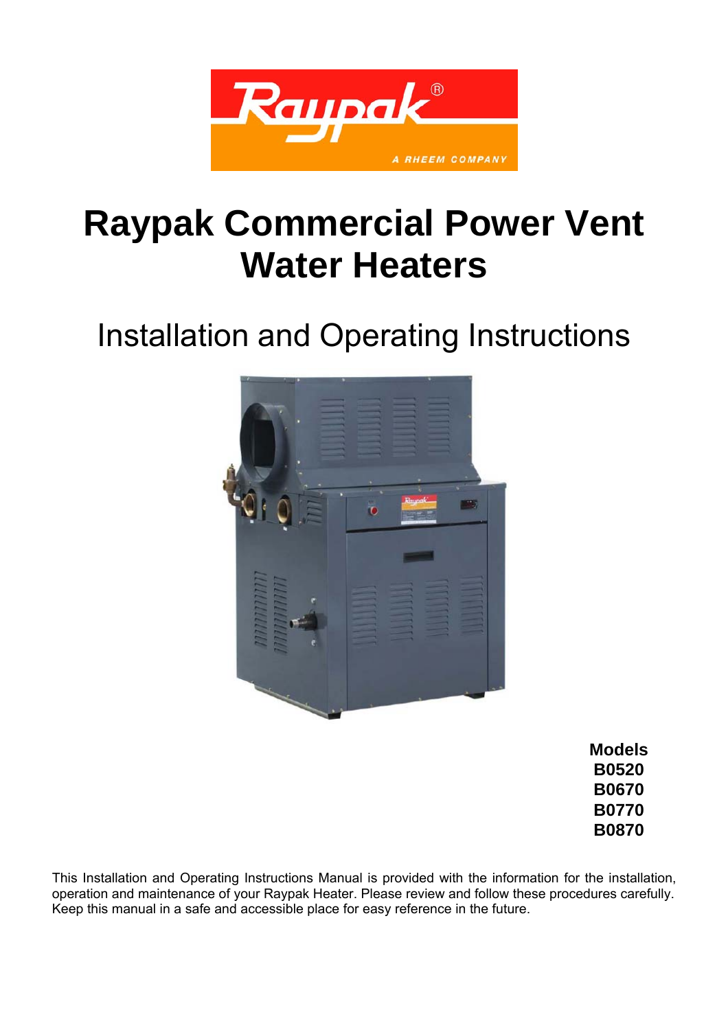# Raypak Commercial Power Vent Water Heaters

## Installation and Operating Instructions

**Models**
**B0520**
**B0670**
**B0770**
**B0870**

This Installation and Operating Instructions Manual is provided with the information for the installation, operation and maintenance of your Raypak Heater. Please review and follow these procedures carefully. Keep this manual in a safe and accessible place for easy reference in the future.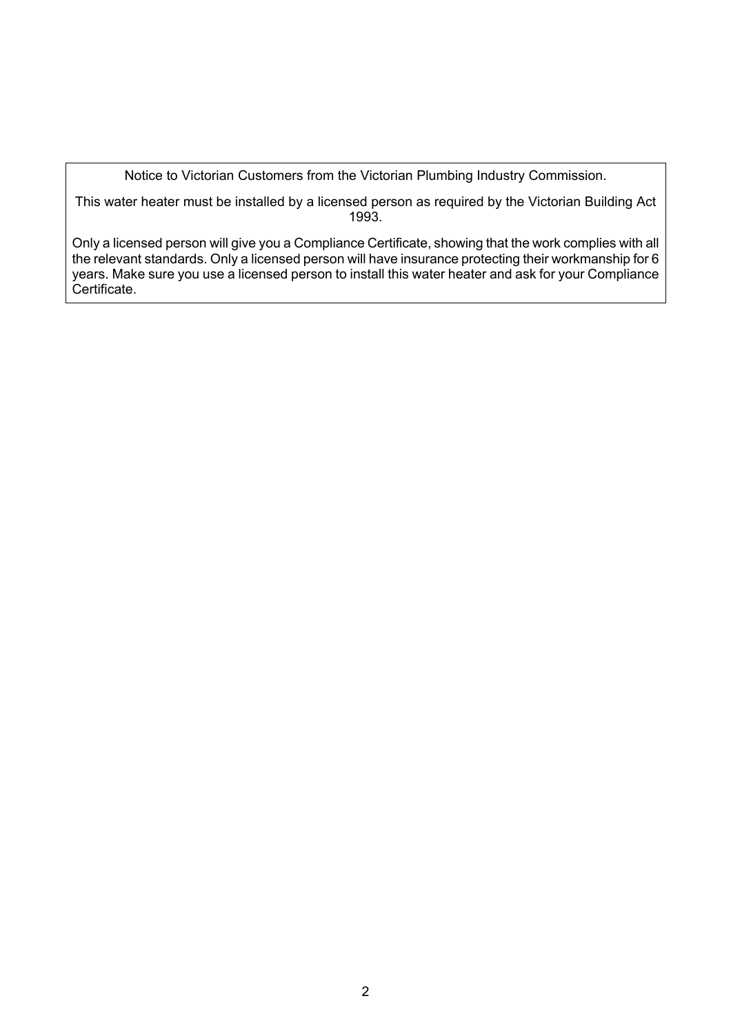Notice to Victorian Customers from the Victorian Plumbing Industry Commission.

This water heater must be installed by a licensed person as required by the Victorian Building Act 1993.

Only a licensed person will give you a Compliance Certificate, showing that the work complies with all the relevant standards. Only a licensed person will have insurance protecting their workmanship for 6 years. Make sure you use a licensed person to install this water heater and ask for your Compliance Certificate.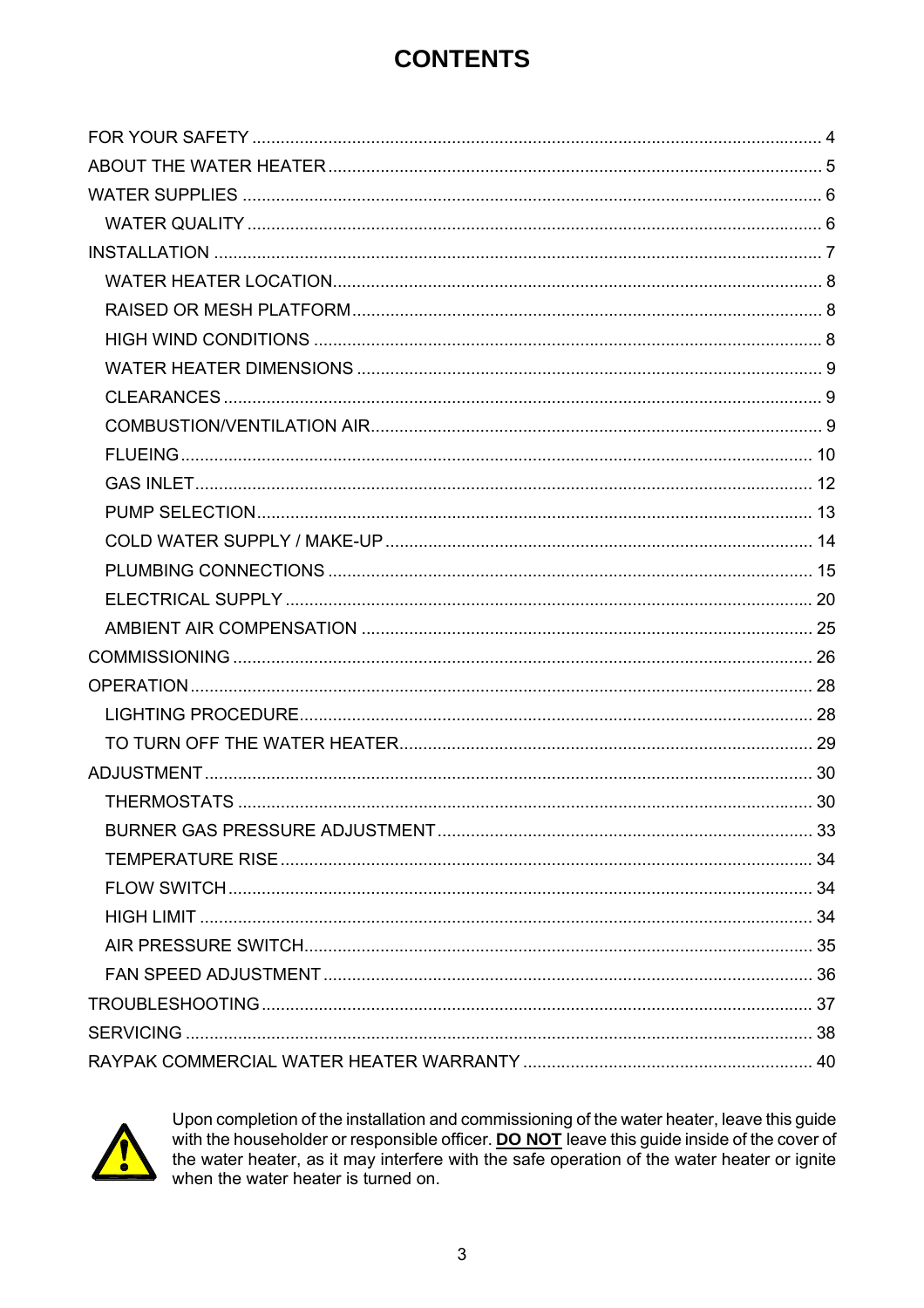# CONTENTS

- FOR YOUR SAFETY ..................................................... 4
- ABOUT THE WATER HEATER ..................................................... 5
- WATER SUPPLIES ..................................................... 6
  - WATER QUALITY ..................................................... 6
- INSTALLATION ..................................................... 7
  - WATER HEATER LOCATION ..................................................... 8
  - RAISED OR MESH PLATFORM ..................................................... 8
  - HIGH WIND CONDITIONS ..................................................... 8
  - WATER HEATER DIMENSIONS ..................................................... 9
  - CLEARANCES ..................................................... 9
  - COMBUSTION/VENTILATION AIR ..................................................... 9
  - FLUEING ..................................................... 10
  - GAS INLET ..................................................... 12
  - PUMP SELECTION ..................................................... 13
  - COLD WATER SUPPLY / MAKE-UP ..................................................... 14
  - PLUMBING CONNECTIONS ..................................................... 15
  - ELECTRICAL SUPPLY ..................................................... 20
  - AMBIENT AIR COMPENSATION ..................................................... 25
- COMMISSIONING ..................................................... 26
- OPERATION ..................................................... 28
  - LIGHTING PROCEDURE ..................................................... 28
  - TO TURN OFF THE WATER HEATER ..................................................... 29
- ADJUSTMENT ..................................................... 30
  - THERMOSTATS ..................................................... 30
  - BURNER GAS PRESSURE ADJUSTMENT ..................................................... 33
  - TEMPERATURE RISE ..................................................... 34
  - FLOW SWITCH ..................................................... 34
  - HIGH LIMIT ..................................................... 34
  - AIR PRESSURE SWITCH ..................................................... 35
  - FAN SPEED ADJUSTMENT ..................................................... 36
- TROUBLESHOOTING ..................................................... 37
- SERVICING ..................................................... 38
- RAYPAK COMMERCIAL WATER HEATER WARRANTY ..................................................... 40

Upon completion of the installation and commissioning of the water heater, leave this guide with the householder or responsible officer. **DO NOT** leave this guide inside of the cover of the water heater, as it may interfere with the safe operation of the water heater or ignite when the water heater is turned on.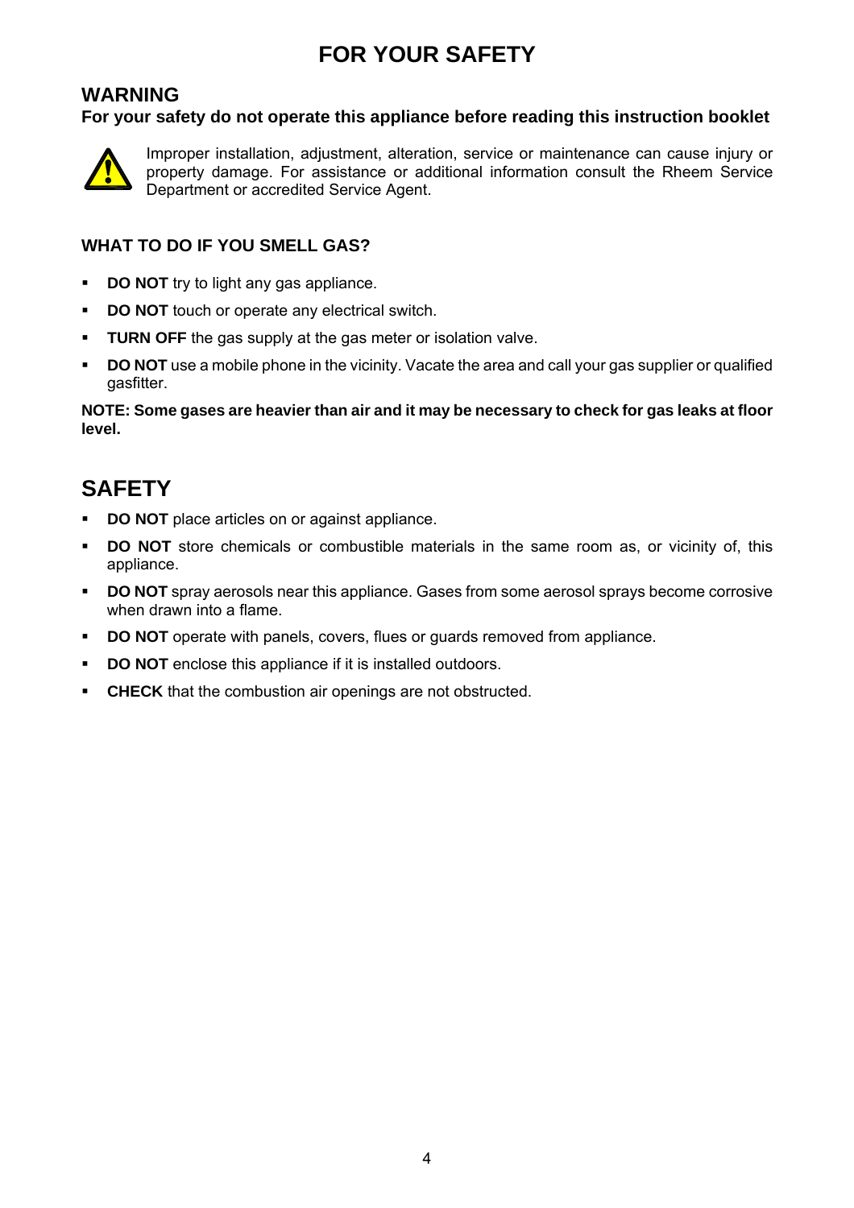# FOR YOUR SAFETY

## WARNING

**For your safety do not operate this appliance before reading this instruction booklet**

Improper installation, adjustment, alteration, service or maintenance can cause injury or property damage. For assistance or additional information consult the Rheem Service Department or accredited Service Agent.

### WHAT TO DO IF YOU SMELL GAS?

- **DO NOT** try to light any gas appliance.
- **DO NOT** touch or operate any electrical switch.
- **TURN OFF** the gas supply at the gas meter or isolation valve.
- **DO NOT** use a mobile phone in the vicinity. Vacate the area and call your gas supplier or qualified gasfitter.

**NOTE: Some gases are heavier than air and it may be necessary to check for gas leaks at floor level.**

## SAFETY

- **DO NOT** place articles on or against appliance.
- **DO NOT** store chemicals or combustible materials in the same room as, or vicinity of, this appliance.
- **DO NOT** spray aerosols near this appliance. Gases from some aerosol sprays become corrosive when drawn into a flame.
- **DO NOT** operate with panels, covers, flues or guards removed from appliance.
- **DO NOT** enclose this appliance if it is installed outdoors.
- **CHECK** that the combustion air openings are not obstructed.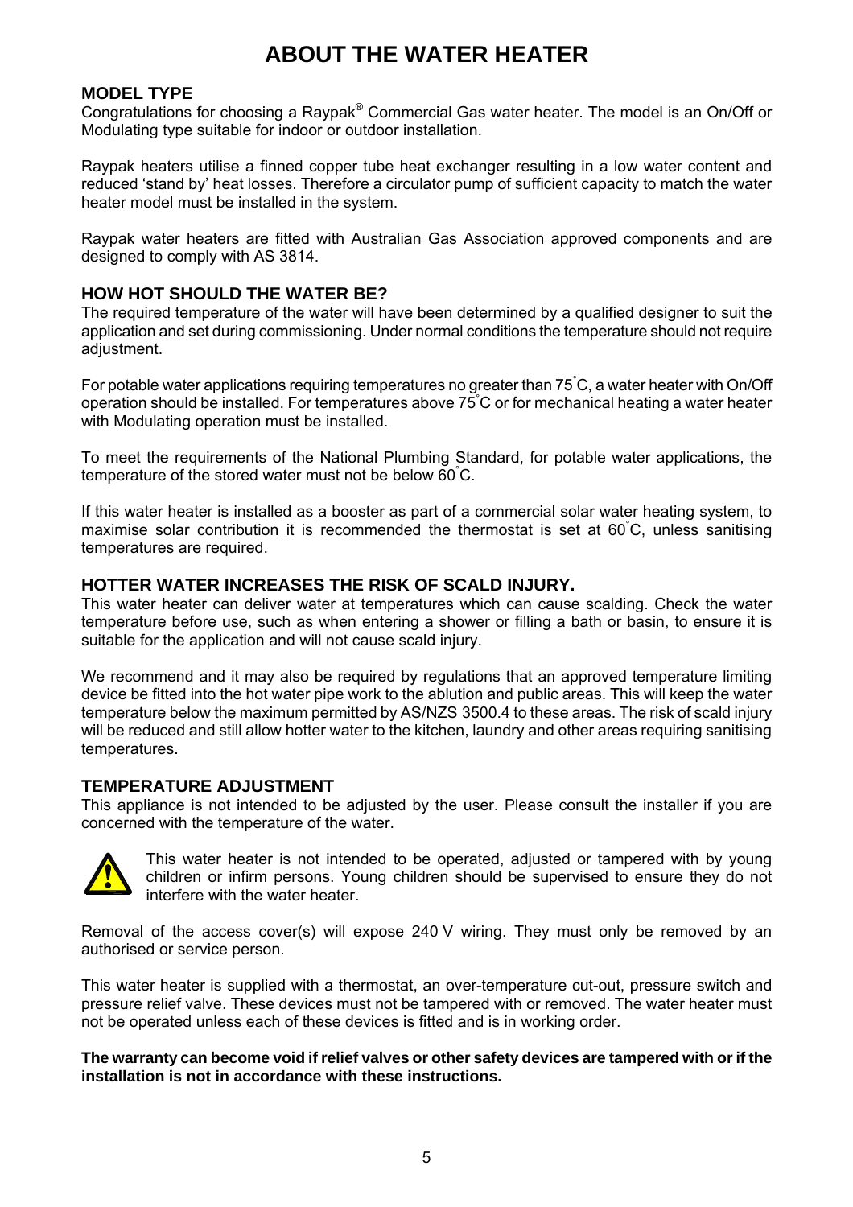# ABOUT THE WATER HEATER

## MODEL TYPE

Congratulations for choosing a Raypak® Commercial Gas water heater. The model is an On/Off or Modulating type suitable for indoor or outdoor installation.

Raypak heaters utilise a finned copper tube heat exchanger resulting in a low water content and reduced 'stand by' heat losses. Therefore a circulator pump of sufficient capacity to match the water heater model must be installed in the system.

Raypak water heaters are fitted with Australian Gas Association approved components and are designed to comply with AS 3814.

## HOW HOT SHOULD THE WATER BE?

The required temperature of the water will have been determined by a qualified designer to suit the application and set during commissioning. Under normal conditions the temperature should not require adjustment.

For potable water applications requiring temperatures no greater than 75°C, a water heater with On/Off operation should be installed. For temperatures above 75°C or for mechanical heating a water heater with Modulating operation must be installed.

To meet the requirements of the National Plumbing Standard, for potable water applications, the temperature of the stored water must not be below 60°C.

If this water heater is installed as a booster as part of a commercial solar water heating system, to maximise solar contribution it is recommended the thermostat is set at 60°C, unless sanitising temperatures are required.

## HOTTER WATER INCREASES THE RISK OF SCALD INJURY.

This water heater can deliver water at temperatures which can cause scalding. Check the water temperature before use, such as when entering a shower or filling a bath or basin, to ensure it is suitable for the application and will not cause scald injury.

We recommend and it may also be required by regulations that an approved temperature limiting device be fitted into the hot water pipe work to the ablution and public areas. This will keep the water temperature below the maximum permitted by AS/NZS 3500.4 to these areas. The risk of scald injury will be reduced and still allow hotter water to the kitchen, laundry and other areas requiring sanitising temperatures.

## TEMPERATURE ADJUSTMENT

This appliance is not intended to be adjusted by the user. Please consult the installer if you are concerned with the temperature of the water.

This water heater is not intended to be operated, adjusted or tampered with by young children or infirm persons. Young children should be supervised to ensure they do not interfere with the water heater.

Removal of the access cover(s) will expose 240 V wiring. They must only be removed by an authorised or service person.

This water heater is supplied with a thermostat, an over-temperature cut-out, pressure switch and pressure relief valve. These devices must not be tampered with or removed. The water heater must not be operated unless each of these devices is fitted and is in working order.

**The warranty can become void if relief valves or other safety devices are tampered with or if the installation is not in accordance with these instructions.**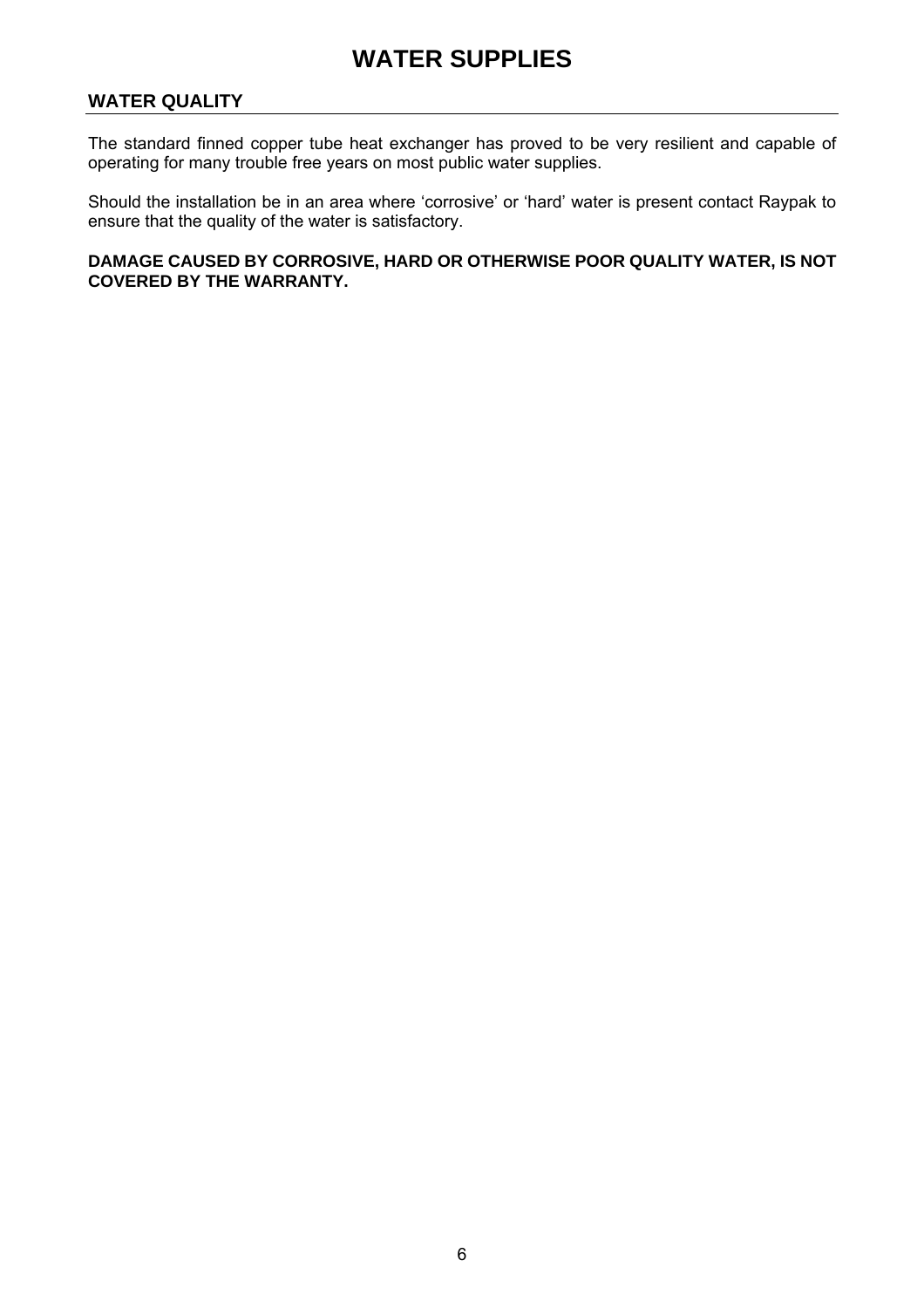# WATER SUPPLIES

## WATER QUALITY

The standard finned copper tube heat exchanger has proved to be very resilient and capable of operating for many trouble free years on most public water supplies.

Should the installation be in an area where 'corrosive' or 'hard' water is present contact Raypak to ensure that the quality of the water is satisfactory.

**DAMAGE CAUSED BY CORROSIVE, HARD OR OTHERWISE POOR QUALITY WATER, IS NOT COVERED BY THE WARRANTY.**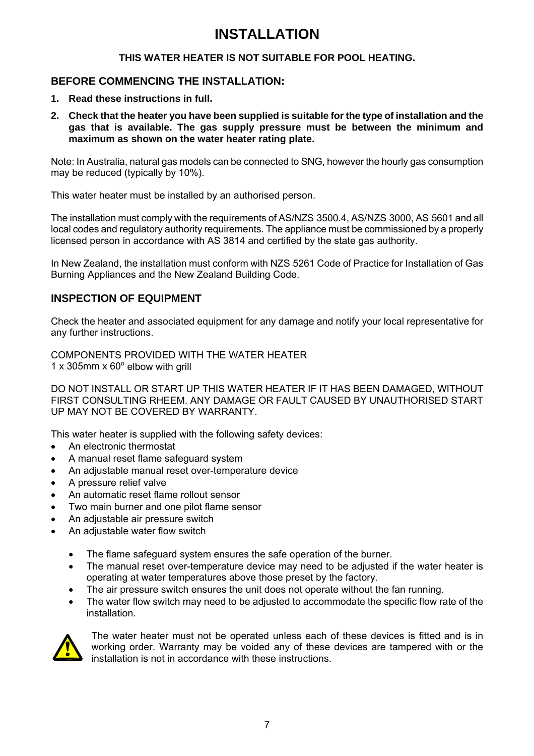# INSTALLATION

**THIS WATER HEATER IS NOT SUITABLE FOR POOL HEATING.**

## BEFORE COMMENCING THE INSTALLATION:

1. **Read these instructions in full.**
2. **Check that the heater you have been supplied is suitable for the type of installation and the gas that is available. The gas supply pressure must be between the minimum and maximum as shown on the water heater rating plate.**

Note: In Australia, natural gas models can be connected to SNG, however the hourly gas consumption may be reduced (typically by 10%).

This water heater must be installed by an authorised person.

The installation must comply with the requirements of AS/NZS 3500.4, AS/NZS 3000, AS 5601 and all local codes and regulatory authority requirements. The appliance must be commissioned by a properly licensed person in accordance with AS 3814 and certified by the state gas authority.

In New Zealand, the installation must conform with NZS 5261 Code of Practice for Installation of Gas Burning Appliances and the New Zealand Building Code.

## INSPECTION OF EQUIPMENT

Check the heater and associated equipment for any damage and notify your local representative for any further instructions.

COMPONENTS PROVIDED WITH THE WATER HEATER
1 x 305mm x 60° elbow with grill

DO NOT INSTALL OR START UP THIS WATER HEATER IF IT HAS BEEN DAMAGED, WITHOUT FIRST CONSULTING RHEEM. ANY DAMAGE OR FAULT CAUSED BY UNAUTHORISED START UP MAY NOT BE COVERED BY WARRANTY.

This water heater is supplied with the following safety devices:

- An electronic thermostat
- A manual reset flame safeguard system
- An adjustable manual reset over-temperature device
- A pressure relief valve
- An automatic reset flame rollout sensor
- Two main burner and one pilot flame sensor
- An adjustable air pressure switch
- An adjustable water flow switch

  - The flame safeguard system ensures the safe operation of the burner.
  - The manual reset over-temperature device may need to be adjusted if the water heater is operating at water temperatures above those preset by the factory.
  - The air pressure switch ensures the unit does not operate without the fan running.
  - The water flow switch may need to be adjusted to accommodate the specific flow rate of the installation.

The water heater must not be operated unless each of these devices is fitted and is in working order. Warranty may be voided any of these devices are tampered with or the installation is not in accordance with these instructions.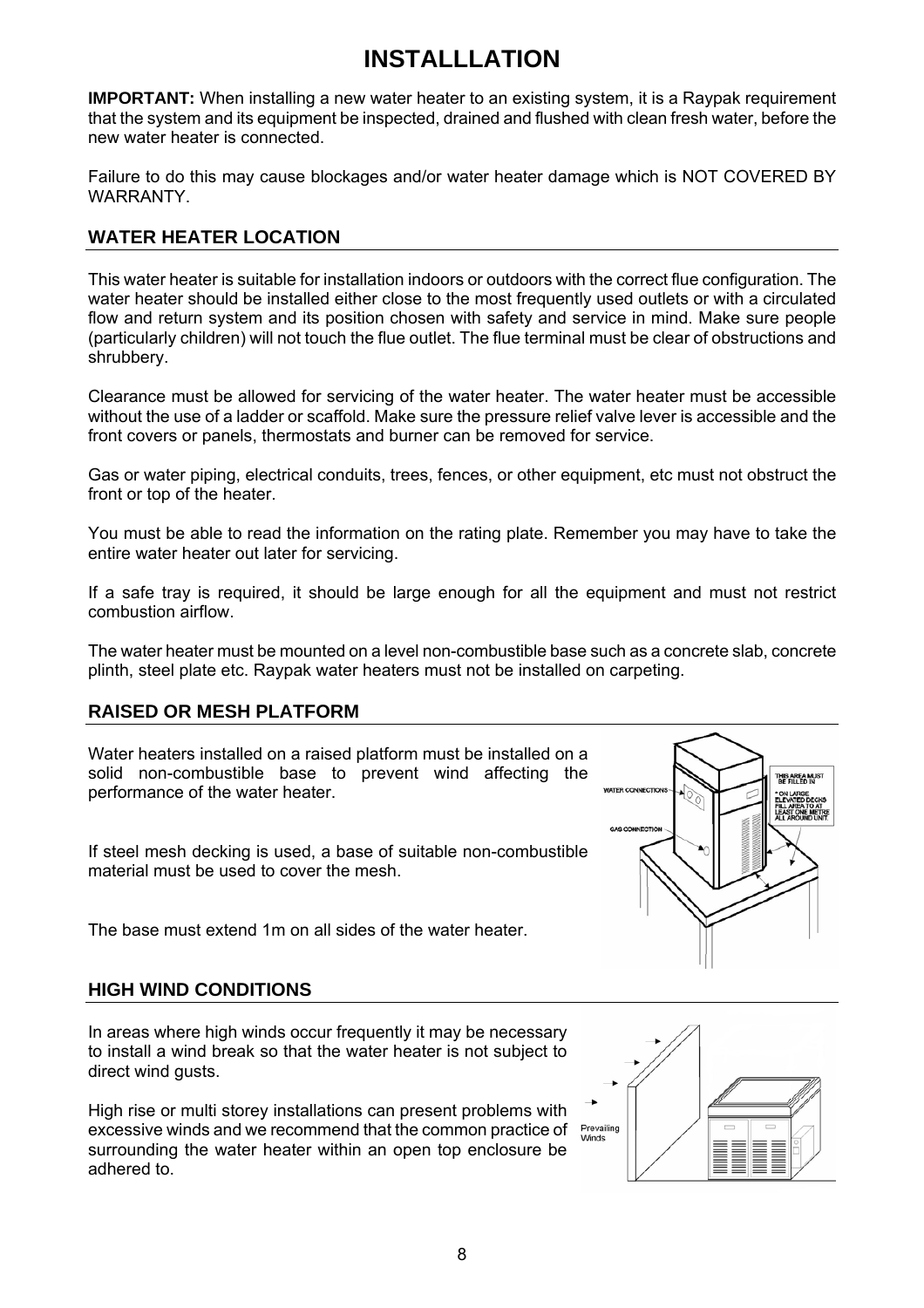# INSTALLLATION

**IMPORTANT:** When installing a new water heater to an existing system, it is a Raypak requirement that the system and its equipment be inspected, drained and flushed with clean fresh water, before the new water heater is connected.

Failure to do this may cause blockages and/or water heater damage which is NOT COVERED BY WARRANTY.

## WATER HEATER LOCATION

This water heater is suitable for installation indoors or outdoors with the correct flue configuration. The water heater should be installed either close to the most frequently used outlets or with a circulated flow and return system and its position chosen with safety and service in mind. Make sure people (particularly children) will not touch the flue outlet. The flue terminal must be clear of obstructions and shrubbery.

Clearance must be allowed for servicing of the water heater. The water heater must be accessible without the use of a ladder or scaffold. Make sure the pressure relief valve lever is accessible and the front covers or panels, thermostats and burner can be removed for service.

Gas or water piping, electrical conduits, trees, fences, or other equipment, etc must not obstruct the front or top of the heater.

You must be able to read the information on the rating plate. Remember you may have to take the entire water heater out later for servicing.

If a safe tray is required, it should be large enough for all the equipment and must not restrict combustion airflow.

The water heater must be mounted on a level non-combustible base such as a concrete slab, concrete plinth, steel plate etc. Raypak water heaters must not be installed on carpeting.

## RAISED OR MESH PLATFORM

Water heaters installed on a raised platform must be installed on a solid non-combustible base to prevent wind affecting the performance of the water heater.

If steel mesh decking is used, a base of suitable non-combustible material must be used to cover the mesh.

The base must extend 1m on all sides of the water heater.

## HIGH WIND CONDITIONS

In areas where high winds occur frequently it may be necessary to install a wind break so that the water heater is not subject to direct wind gusts.

High rise or multi storey installations can present problems with excessive winds and we recommend that the common practice of surrounding the water heater within an open top enclosure be adhered to.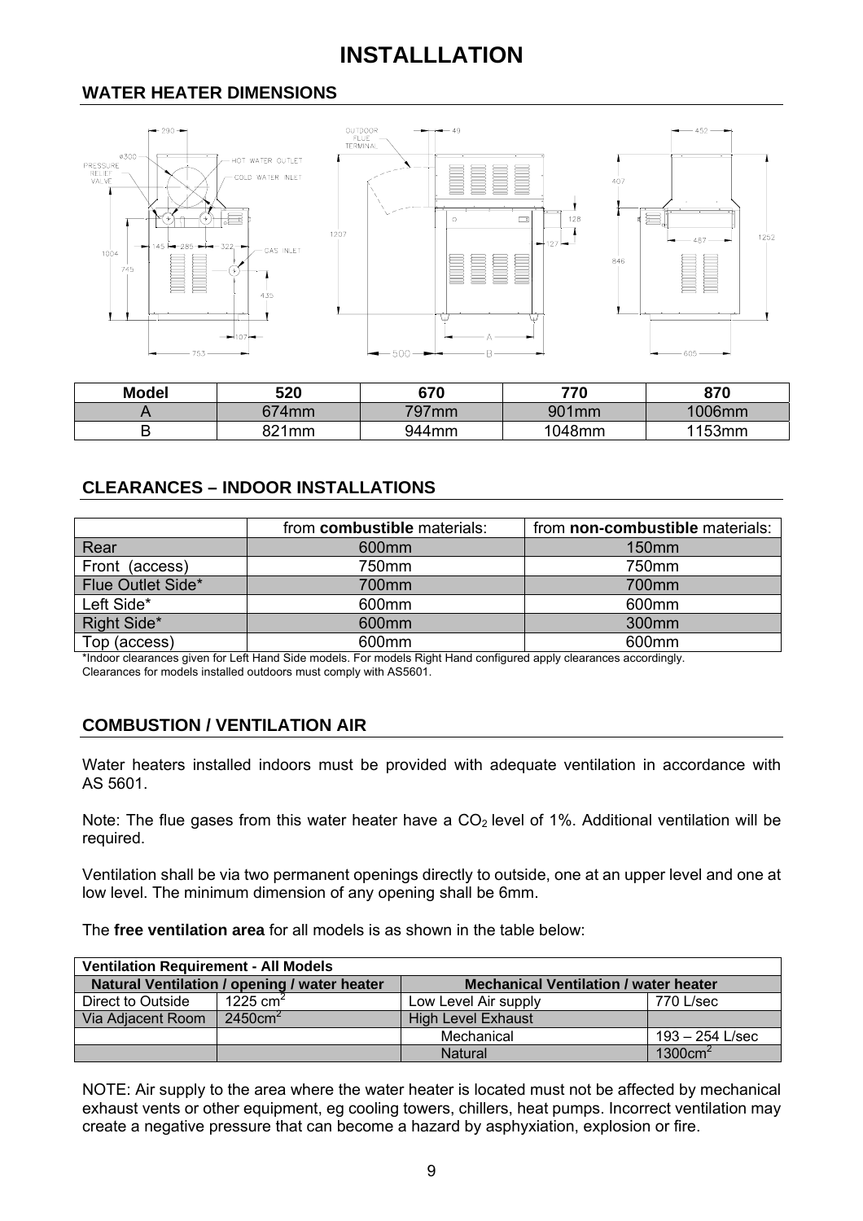# INSTALLLATION

## WATER HEATER DIMENSIONS

| Model | 520 | 670 | 770 | 870 |
|---|---|---|---|---|
| A | 674mm | 797mm | 901mm | 1006mm |
| B | 821mm | 944mm | 1048mm | 1153mm |

## CLEARANCES – INDOOR INSTALLATIONS

| | from **combustible** materials: | from **non-combustible** materials: |
|---|---|---|
| Rear | 600mm | 150mm |
| Front (access) | 750mm | 750mm |
| Flue Outlet Side* | 700mm | 700mm |
| Left Side* | 600mm | 600mm |
| Right Side* | 600mm | 300mm |
| Top (access) | 600mm | 600mm |

*Indoor clearances given for Left Hand Side models. For models Right Hand configured apply clearances accordingly.
Clearances for models installed outdoors must comply with AS5601.

## COMBUSTION / VENTILATION AIR

Water heaters installed indoors must be provided with adequate ventilation in accordance with AS 5601.

Note: The flue gases from this water heater have a $CO_2$ level of 1%. Additional ventilation will be required.

Ventilation shall be via two permanent openings directly to outside, one at an upper level and one at low level. The minimum dimension of any opening shall be 6mm.

The **free ventilation area** for all models is as shown in the table below:

| Ventilation Requirement - All Models | | | |
|---|---|---|---|
| **Natural Ventilation / opening / water heater** | | **Mechanical Ventilation / water heater** | |
| Direct to Outside | 1225 $cm^2$ | Low Level Air supply | 770 L/sec |
| Via Adjacent Room | 2450$cm^2$ | High Level Exhaust | |
| | | Mechanical | 193 – 254 L/sec |
| | | Natural | 1300$cm^2$ |

NOTE: Air supply to the area where the water heater is located must not be affected by mechanical exhaust vents or other equipment, eg cooling towers, chillers, heat pumps. Incorrect ventilation may create a negative pressure that can become a hazard by asphyxiation, explosion or fire.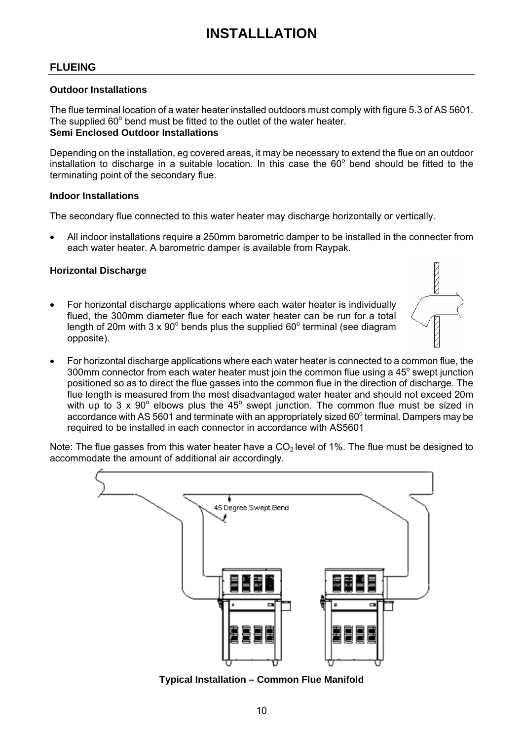# INSTALLLATION

## FLUEING

### Outdoor Installations

The flue terminal location of a water heater installed outdoors must comply with figure 5.3 of AS 5601. The supplied 60° bend must be fitted to the outlet of the water heater.

### Semi Enclosed Outdoor Installations

Depending on the installation, eg covered areas, it may be necessary to extend the flue on an outdoor installation to discharge in a suitable location. In this case the 60° bend should be fitted to the terminating point of the secondary flue.

### Indoor Installations

The secondary flue connected to this water heater may discharge horizontally or vertically.

- All indoor installations require a 250mm barometric damper to be installed in the connecter from each water heater. A barometric damper is available from Raypak.

### Horizontal Discharge

- For horizontal discharge applications where each water heater is individually flued, the 300mm diameter flue for each water heater can be run for a total length of 20m with 3 x 90° bends plus the supplied 60° terminal (see diagram opposite).
- For horizontal discharge applications where each water heater is connected to a common flue, the 300mm connector from each water heater must join the common flue using a 45° swept junction positioned so as to direct the flue gasses into the common flue in the direction of discharge. The flue length is measured from the most disadvantaged water heater and should not exceed 20m with up to 3 x 90° elbows plus the 45° swept junction. The common flue must be sized in accordance with AS 5601 and terminate with an appropriately sized 60° terminal. Dampers may be required to be installed in each connector in accordance with AS5601

Note: The flue gasses from this water heater have a $CO_2$ level of 1%. The flue must be designed to accommodate the amount of additional air accordingly.

45 Degree Swept Bend

**Typical Installation – Common Flue Manifold**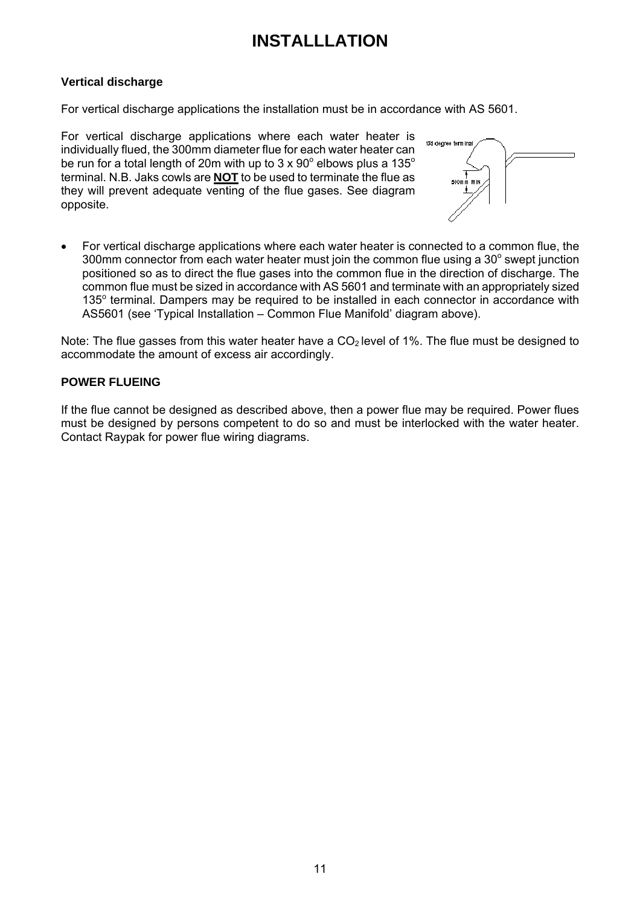# INSTALLLATION

### Vertical discharge

For vertical discharge applications the installation must be in accordance with AS 5601.

For vertical discharge applications where each water heater is individually flued, the 300mm diameter flue for each water heater can be run for a total length of 20m with up to 3 x 90$^o$ elbows plus a 135$^o$ terminal. N.B. Jaks cowls are **NOT** to be used to terminate the flue as they will prevent adequate venting of the flue gases. See diagram opposite.

- For vertical discharge applications where each water heater is connected to a common flue, the 300mm connector from each water heater must join the common flue using a 30$^o$ swept junction positioned so as to direct the flue gases into the common flue in the direction of discharge. The common flue must be sized in accordance with AS 5601 and terminate with an appropriately sized 135$^o$ terminal. Dampers may be required to be installed in each connector in accordance with AS5601 (see 'Typical Installation – Common Flue Manifold' diagram above).

Note: The flue gasses from this water heater have a $CO_2$ level of 1%. The flue must be designed to accommodate the amount of excess air accordingly.

### POWER FLUEING

If the flue cannot be designed as described above, then a power flue may be required. Power flues must be designed by persons competent to do so and must be interlocked with the water heater. Contact Raypak for power flue wiring diagrams.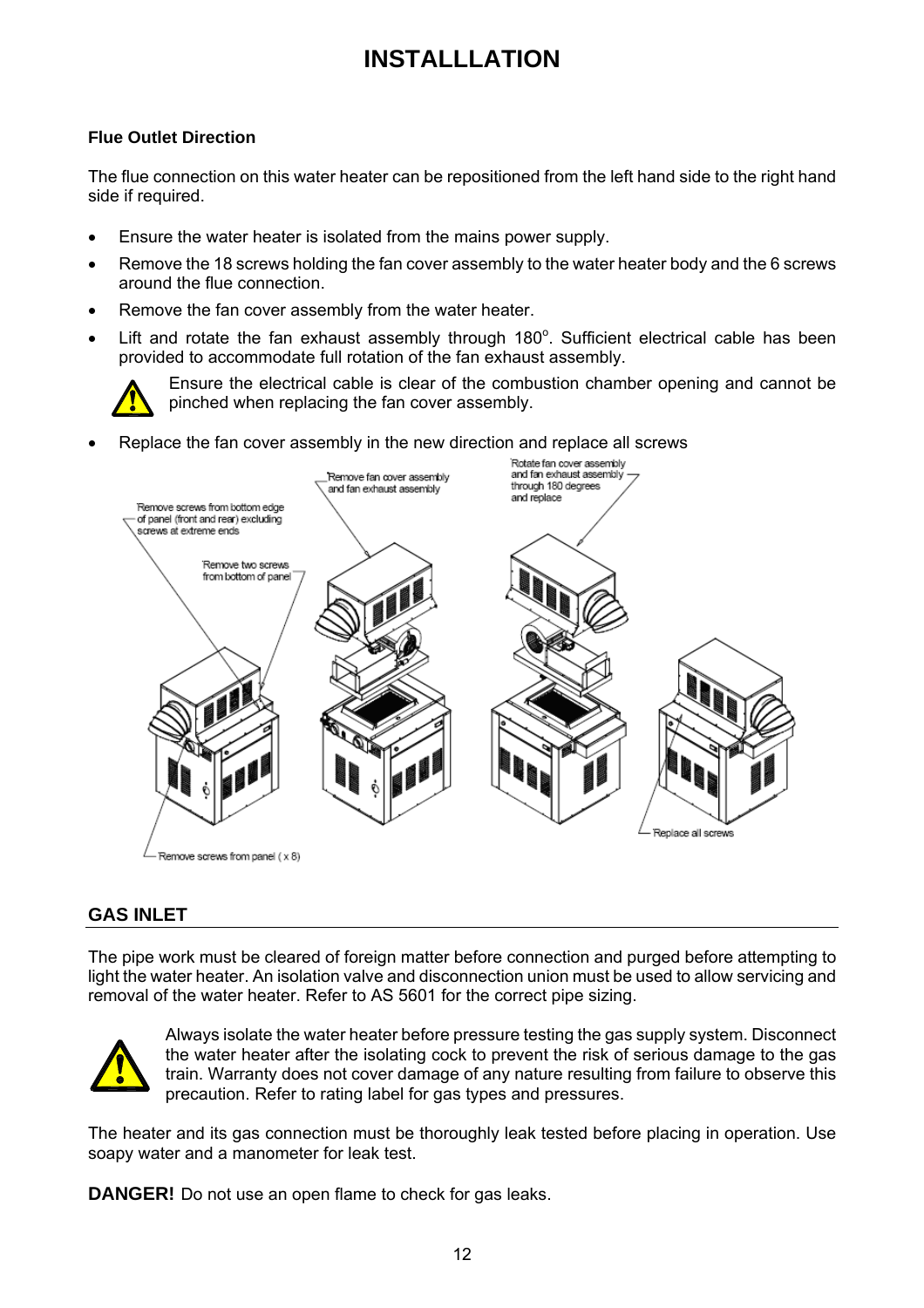# INSTALLLATION

### Flue Outlet Direction

The flue connection on this water heater can be repositioned from the left hand side to the right hand side if required.

- Ensure the water heater is isolated from the mains power supply.
- Remove the 18 screws holding the fan cover assembly to the water heater body and the 6 screws around the flue connection.
- Remove the fan cover assembly from the water heater.
- Lift and rotate the fan exhaust assembly through 180°. Sufficient electrical cable has been provided to accommodate full rotation of the fan exhaust assembly.

Ensure the electrical cable is clear of the combustion chamber opening and cannot be pinched when replacing the fan cover assembly.

- Replace the fan cover assembly in the new direction and replace all screws

Remove screws from bottom edge of panel (front and rear) excluding screws at extreme ends

Remove two screws from bottom of panel

Remove fan cover assembly and fan exhaust assembly

Rotate fan cover assembly and fan exhaust assembly through 180 degrees and replace

Remove screws from panel ( x 8)

Replace all screws

## GAS INLET

The pipe work must be cleared of foreign matter before connection and purged before attempting to light the water heater. An isolation valve and disconnection union must be used to allow servicing and removal of the water heater. Refer to AS 5601 for the correct pipe sizing.

Always isolate the water heater before pressure testing the gas supply system. Disconnect the water heater after the isolating cock to prevent the risk of serious damage to the gas train. Warranty does not cover damage of any nature resulting from failure to observe this precaution. Refer to rating label for gas types and pressures.

The heater and its gas connection must be thoroughly leak tested before placing in operation. Use soapy water and a manometer for leak test.

**DANGER!** Do not use an open flame to check for gas leaks.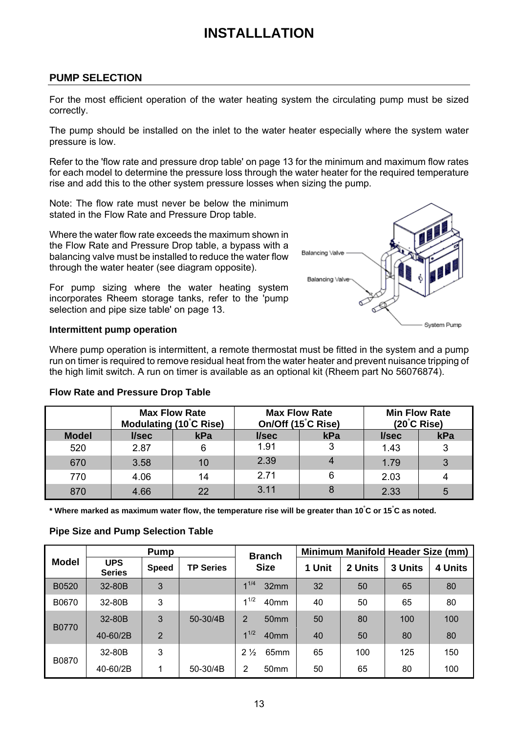# INSTALLLATION

## PUMP SELECTION

For the most efficient operation of the water heating system the circulating pump must be sized correctly.

The pump should be installed on the inlet to the water heater especially where the system water pressure is low.

Refer to the 'flow rate and pressure drop table' on page 13 for the minimum and maximum flow rates for each model to determine the pressure loss through the water heater for the required temperature rise and add this to the other system pressure losses when sizing the pump.

Note: The flow rate must never be below the minimum stated in the Flow Rate and Pressure Drop table.

Where the water flow rate exceeds the maximum shown in the Flow Rate and Pressure Drop table, a bypass with a balancing valve must be installed to reduce the water flow through the water heater (see diagram opposite).

Balancing Valve

Balancing Valve

System Pump

For pump sizing where the water heating system incorporates Rheem storage tanks, refer to the 'pump selection and pipe size table' on page 13.

### Intermittent pump operation

Where pump operation is intermittent, a remote thermostat must be fitted in the system and a pump run on timer is required to remove residual heat from the water heater and prevent nuisance tripping of the high limit switch. A run on timer is available as an optional kit (Rheem part No 56076874).

### Flow Rate and Pressure Drop Table

| | Max Flow Rate Modulating (10˚C Rise) | | Max Flow Rate On/Off (15˚C Rise) | | Min Flow Rate (20˚C Rise) | |
|---|---|---|---|---|---|---|
| **Model** | **l/sec** | **kPa** | **l/sec** | **kPa** | **l/sec** | **kPa** |
| 520 | 2.87 | 6 | 1.91 | 3 | 1.43 | 3 |
| 670 | 3.58 | 10 | 2.39 | 4 | 1.79 | 3 |
| 770 | 4.06 | 14 | 2.71 | 6 | 2.03 | 4 |
| 870 | 4.66 | 22 | 3.11 | 8 | 2.33 | 5 |

**\* Where marked as maximum water flow, the temperature rise will be greater than 10˚C or 15˚C as noted.**

### Pipe Size and Pump Selection Table

| Model | Pump | | | Branch Size | Minimum Manifold Header Size (mm) | | | |
|---|---|---|---|---|---|---|---|---|
| | **UPS Series** | **Speed** | **TP Series** | | **1 Unit** | **2 Units** | **3 Units** | **4 Units** |
| B0520 | 32-80B | 3 | | $1^{1/4}$ 32mm | 32 | 50 | 65 | 80 |
| B0670 | 32-80B | 3 | | $1^{1/2}$ 40mm | 40 | 50 | 65 | 80 |
| B0770 | 32-80B | 3 | 50-30/4B | 2 50mm | 50 | 80 | 100 | 100 |
| | 40-60/2B | 2 | | $1^{1/2}$ 40mm | 40 | 50 | 80 | 80 |
| B0870 | 32-80B | 3 | | 2 ½ 65mm | 65 | 100 | 125 | 150 |
| | 40-60/2B | 1 | 50-30/4B | 2 50mm | 50 | 65 | 80 | 100 |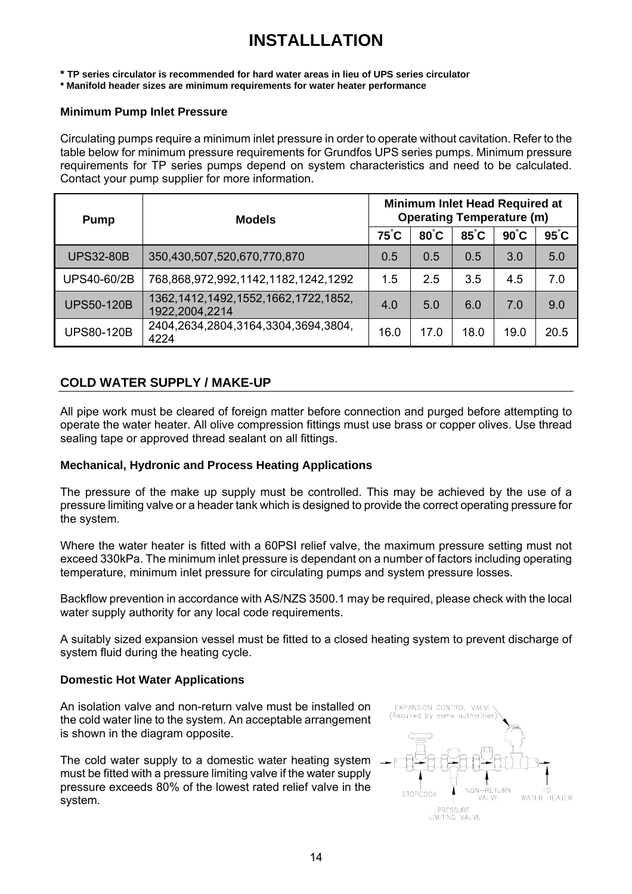# INSTALLLATION

**\* TP series circulator is recommended for hard water areas in lieu of UPS series circulator**
**\* Manifold header sizes are minimum requirements for water heater performance**

### Minimum Pump Inlet Pressure

Circulating pumps require a minimum inlet pressure in order to operate without cavitation. Refer to the table below for minimum pressure requirements for Grundfos UPS series pumps. Minimum pressure requirements for TP series pumps depend on system characteristics and need to be calculated. Contact your pump supplier for more information.

| Pump | Models | Minimum Inlet Head Required at Operating Temperature (m) | | | | |
|---|---|---|---|---|---|---|
| | | 75°C | 80°C | 85°C | 90°C | 95°C |
| UPS32-80B | 350,430,507,520,670,770,870 | 0.5 | 0.5 | 0.5 | 3.0 | 5.0 |
| UPS40-60/2B | 768,868,972,992,1142,1182,1242,1292 | 1.5 | 2.5 | 3.5 | 4.5 | 7.0 |
| UPS50-120B | 1362,1412,1492,1552,1662,1722,1852, 1922,2004,2214 | 4.0 | 5.0 | 6.0 | 7.0 | 9.0 |
| UPS80-120B | 2404,2634,2804,3164,3304,3694,3804, 4224 | 16.0 | 17.0 | 18.0 | 19.0 | 20.5 |

## COLD WATER SUPPLY / MAKE-UP

All pipe work must be cleared of foreign matter before connection and purged before attempting to operate the water heater. All olive compression fittings must use brass or copper olives. Use thread sealing tape or approved thread sealant on all fittings.

### Mechanical, Hydronic and Process Heating Applications

The pressure of the make up supply must be controlled. This may be achieved by the use of a pressure limiting valve or a header tank which is designed to provide the correct operating pressure for the system.

Where the water heater is fitted with a 60PSI relief valve, the maximum pressure setting must not exceed 330kPa. The minimum inlet pressure is dependant on a number of factors including operating temperature, minimum inlet pressure for circulating pumps and system pressure losses.

Backflow prevention in accordance with AS/NZS 3500.1 may be required, please check with the local water supply authority for any local code requirements.

A suitably sized expansion vessel must be fitted to a closed heating system to prevent discharge of system fluid during the heating cycle.

### Domestic Hot Water Applications

An isolation valve and non-return valve must be installed on the cold water line to the system. An acceptable arrangement is shown in the diagram opposite.

The cold water supply to a domestic water heating system must be fitted with a pressure limiting valve if the water supply pressure exceeds 80% of the lowest rated relief valve in the system.

EXPANSION CONTROL VALVE (Required by some authorities)

STOPCOCK PRESSURE LIMITING VALVE NON-RETURN VALVE TO WATER HEATER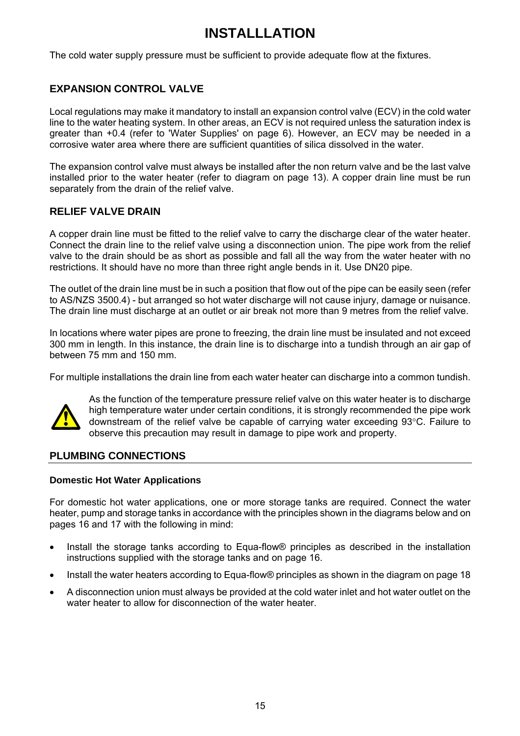# INSTALLLATION

The cold water supply pressure must be sufficient to provide adequate flow at the fixtures.

## EXPANSION CONTROL VALVE

Local regulations may make it mandatory to install an expansion control valve (ECV) in the cold water line to the water heating system. In other areas, an ECV is not required unless the saturation index is greater than +0.4 (refer to 'Water Supplies' on page 6). However, an ECV may be needed in a corrosive water area where there are sufficient quantities of silica dissolved in the water.

The expansion control valve must always be installed after the non return valve and be the last valve installed prior to the water heater (refer to diagram on page 13). A copper drain line must be run separately from the drain of the relief valve.

## RELIEF VALVE DRAIN

A copper drain line must be fitted to the relief valve to carry the discharge clear of the water heater. Connect the drain line to the relief valve using a disconnection union. The pipe work from the relief valve to the drain should be as short as possible and fall all the way from the water heater with no restrictions. It should have no more than three right angle bends in it. Use DN20 pipe.

The outlet of the drain line must be in such a position that flow out of the pipe can be easily seen (refer to AS/NZS 3500.4) - but arranged so hot water discharge will not cause injury, damage or nuisance. The drain line must discharge at an outlet or air break not more than 9 metres from the relief valve.

In locations where water pipes are prone to freezing, the drain line must be insulated and not exceed 300 mm in length. In this instance, the drain line is to discharge into a tundish through an air gap of between 75 mm and 150 mm.

For multiple installations the drain line from each water heater can discharge into a common tundish.

As the function of the temperature pressure relief valve on this water heater is to discharge high temperature water under certain conditions, it is strongly recommended the pipe work downstream of the relief valve be capable of carrying water exceeding 93°C. Failure to observe this precaution may result in damage to pipe work and property.

## PLUMBING CONNECTIONS

### Domestic Hot Water Applications

For domestic hot water applications, one or more storage tanks are required. Connect the water heater, pump and storage tanks in accordance with the principles shown in the diagrams below and on pages 16 and 17 with the following in mind:

- Install the storage tanks according to Equa-flow® principles as described in the installation instructions supplied with the storage tanks and on page 16.
- Install the water heaters according to Equa-flow® principles as shown in the diagram on page 18
- A disconnection union must always be provided at the cold water inlet and hot water outlet on the water heater to allow for disconnection of the water heater.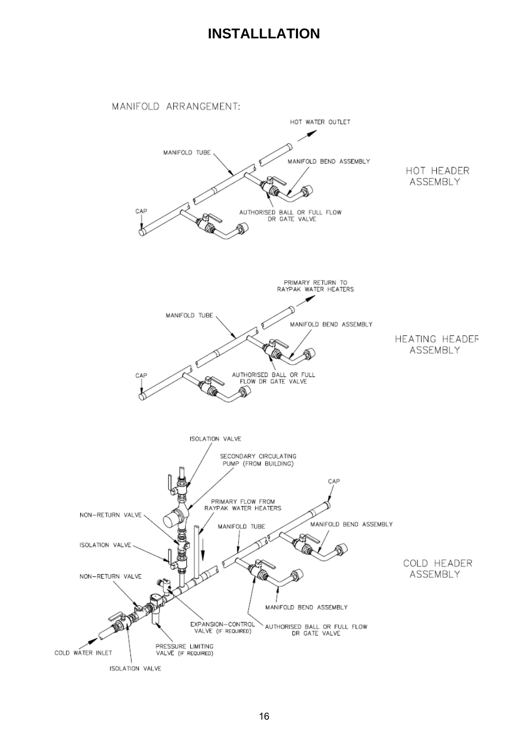# INSTALLLATION

MANIFOLD ARRANGEMENT:

HOT WATER OUTLET

MANIFOLD TUBE

MANIFOLD BEND ASSEMBLY

HOT HEADER ASSEMBLY

CAP

AUTHORISED BALL OR FULL FLOW DR GATE VALVE

PRIMARY RETURN TO RAYPAK WATER HEATERS

MANIFOLD TUBE

MANIFOLD BEND ASSEMBLY

HEATING HEADER ASSEMBLY

CAP

AUTHORISED BALL OR FULL FLOW DR GATE VALVE

ISOLATION VALVE

SECONDARY CIRCULATING PUMP (FROM BUILDING)

CAP

PRIMARY FLOW FROM RAYPAK WATER HEATERS

NON-RETURN VALVE

MANIFOLD TUBE

MANIFOLD BEND ASSEMBLY

ISOLATION VALVE

COLD HEADER ASSEMBLY

NON-RETURN VALVE

MANIFOLD BEND ASSEMBLY

EXPANSION-CONTROL VALVE (IF REQUIRED)

AUTHORISED BALL OR FULL FLOW DR GATE VALVE

COLD WATER INLET

PRESSURE LIMITING VALVE (IF REQUIRED)

ISOLATION VALVE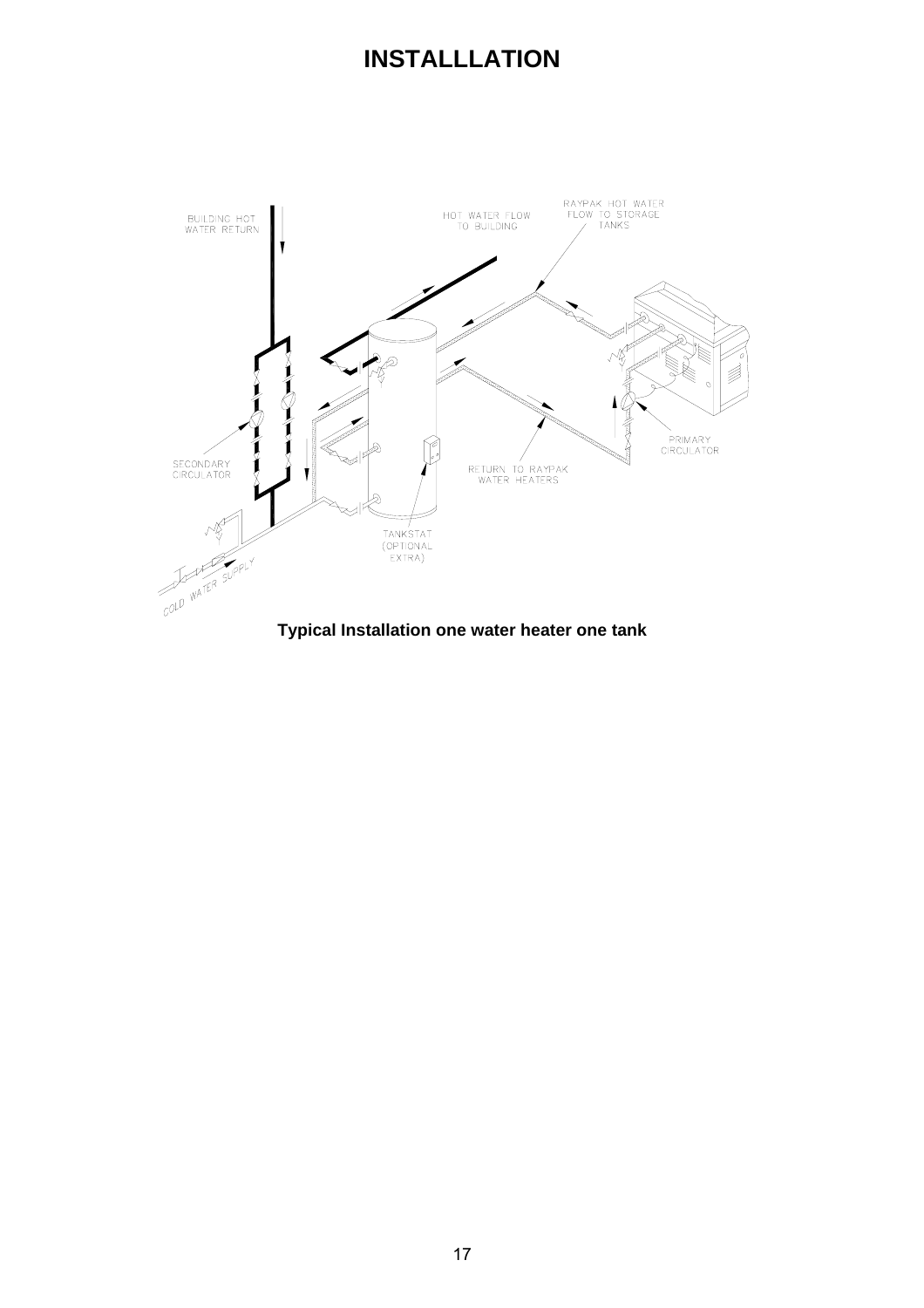# INSTALLLATION

BUILDING HOT WATER RETURN

HOT WATER FLOW TO BUILDING

RAYPAK HOT WATER FLOW TO STORAGE TANKS

PRIMARY CIRCULATOR

SECONDARY CIRCULATOR

RETURN TO RAYPAK WATER HEATERS

TANKSTAT (OPTIONAL EXTRA)

COLD WATER SUPPLY

**Typical Installation one water heater one tank**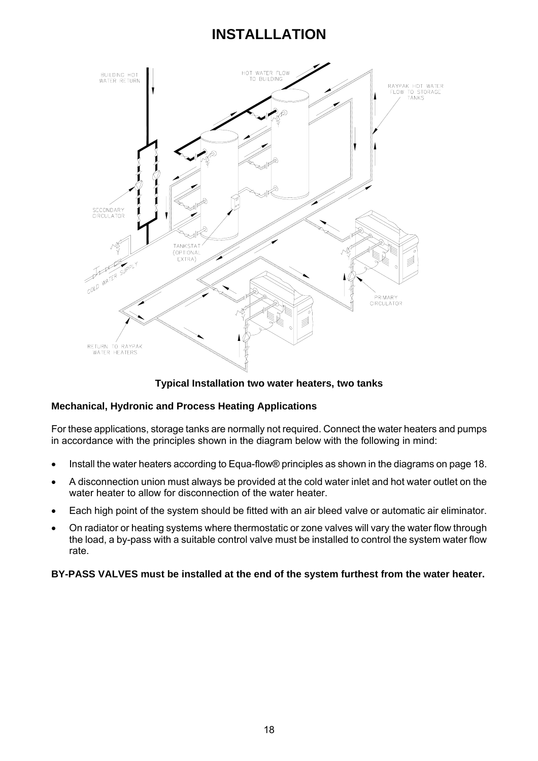# INSTALLLATION

Typical Installation two water heaters, two tanks

### Mechanical, Hydronic and Process Heating Applications

For these applications, storage tanks are normally not required. Connect the water heaters and pumps in accordance with the principles shown in the diagram below with the following in mind:

- Install the water heaters according to Equa-flow® principles as shown in the diagrams on page 18.
- A disconnection union must always be provided at the cold water inlet and hot water outlet on the water heater to allow for disconnection of the water heater.
- Each high point of the system should be fitted with an air bleed valve or automatic air eliminator.
- On radiator or heating systems where thermostatic or zone valves will vary the water flow through the load, a by-pass with a suitable control valve must be installed to control the system water flow rate.

**BY-PASS VALVES must be installed at the end of the system furthest from the water heater.**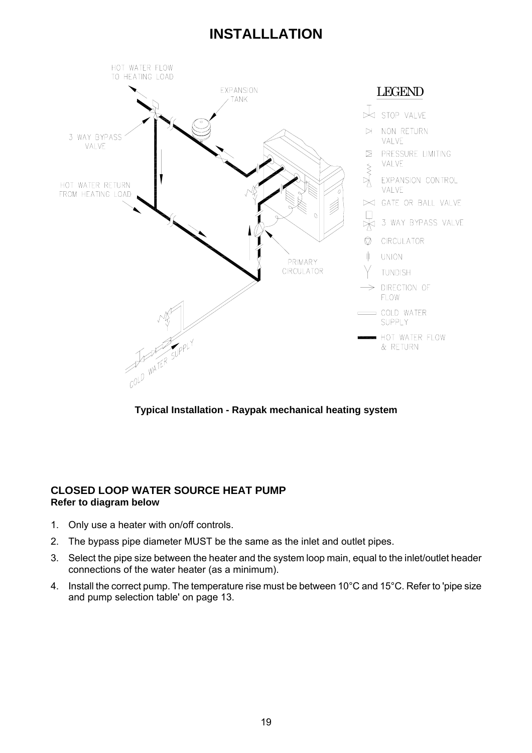# INSTALLLATION

**Typical Installation - Raypak mechanical heating system**

**CLOSED LOOP WATER SOURCE HEAT PUMP**
**Refer to diagram below**

1. Only use a heater with on/off controls.
2. The bypass pipe diameter MUST be the same as the inlet and outlet pipes.
3. Select the pipe size between the heater and the system loop main, equal to the inlet/outlet header connections of the water heater (as a minimum).
4. Install the correct pump. The temperature rise must be between 10°C and 15°C. Refer to 'pipe size and pump selection table' on page 13.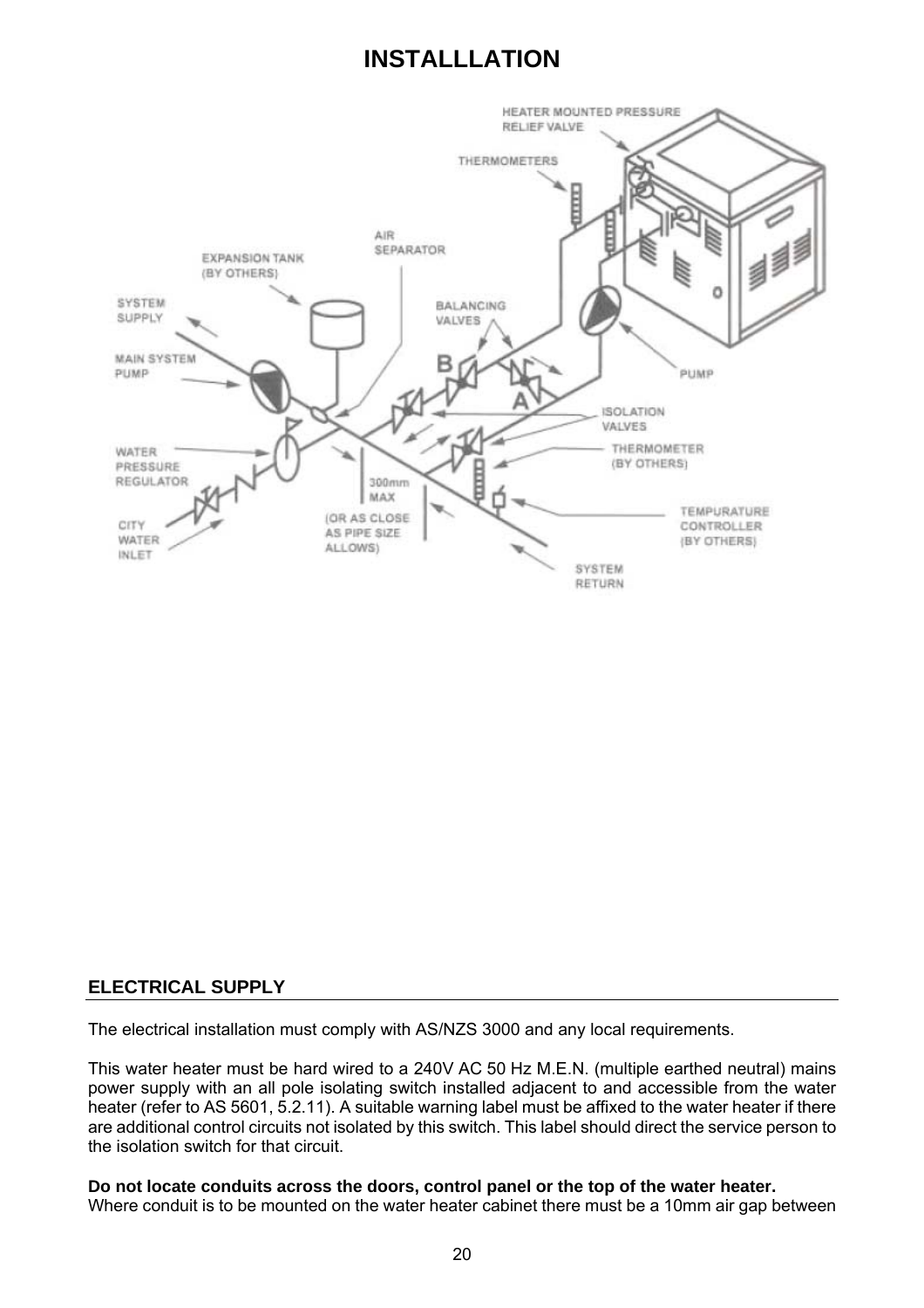# INSTALLLATION

## ELECTRICAL SUPPLY

The electrical installation must comply with AS/NZS 3000 and any local requirements.

This water heater must be hard wired to a 240V AC 50 Hz M.E.N. (multiple earthed neutral) mains power supply with an all pole isolating switch installed adjacent to and accessible from the water heater (refer to AS 5601, 5.2.11). A suitable warning label must be affixed to the water heater if there are additional control circuits not isolated by this switch. This label should direct the service person to the isolation switch for that circuit.

**Do not locate conduits across the doors, control panel or the top of the water heater.**
Where conduit is to be mounted on the water heater cabinet there must be a 10mm air gap between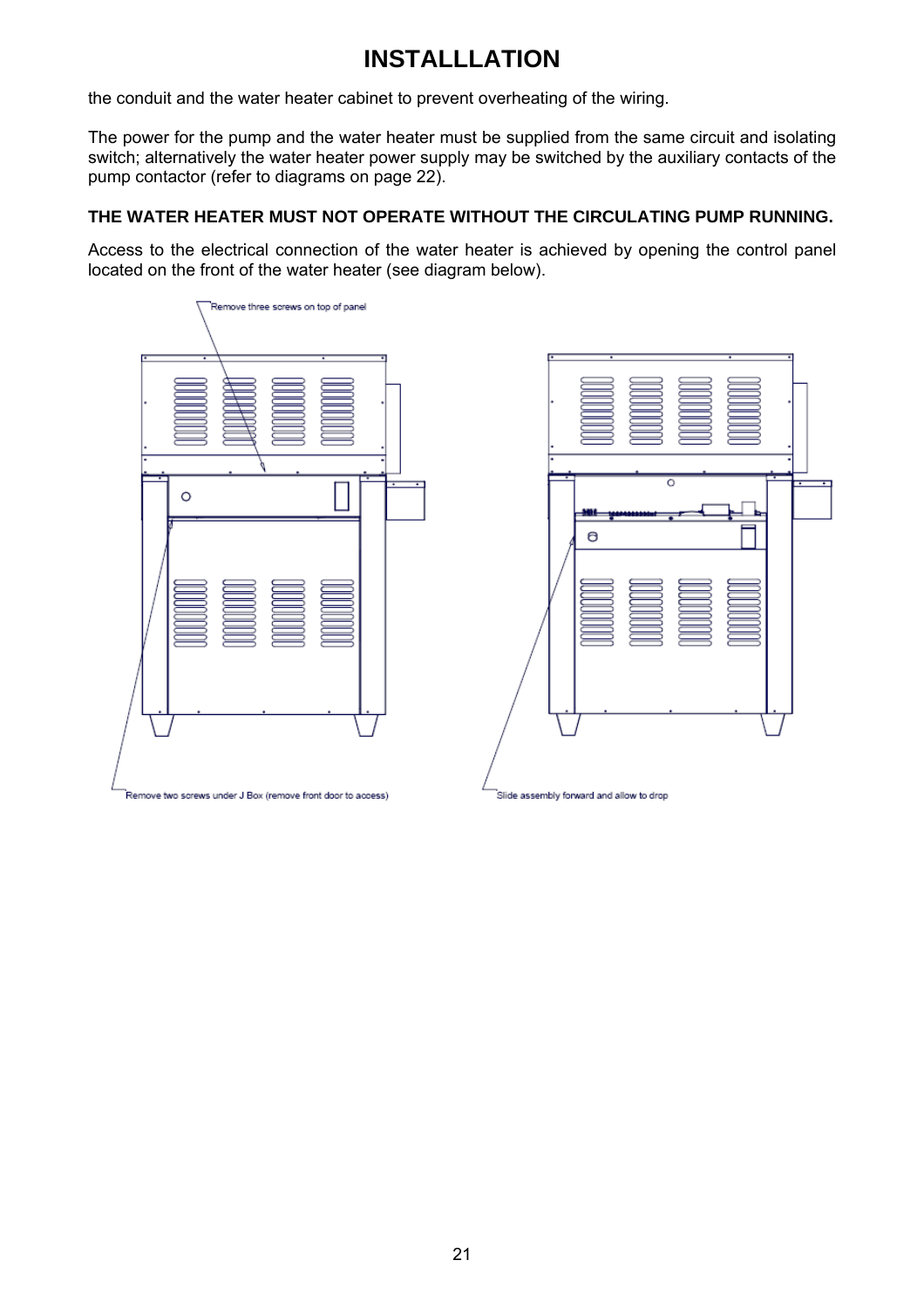# INSTALLLATION

the conduit and the water heater cabinet to prevent overheating of the wiring.

The power for the pump and the water heater must be supplied from the same circuit and isolating switch; alternatively the water heater power supply may be switched by the auxiliary contacts of the pump contactor (refer to diagrams on page 22).

**THE WATER HEATER MUST NOT OPERATE WITHOUT THE CIRCULATING PUMP RUNNING.**

Access to the electrical connection of the water heater is achieved by opening the control panel located on the front of the water heater (see diagram below).

Remove three screws on top of panel

Remove two screws under J Box (remove front door to access)

Slide assembly forward and allow to drop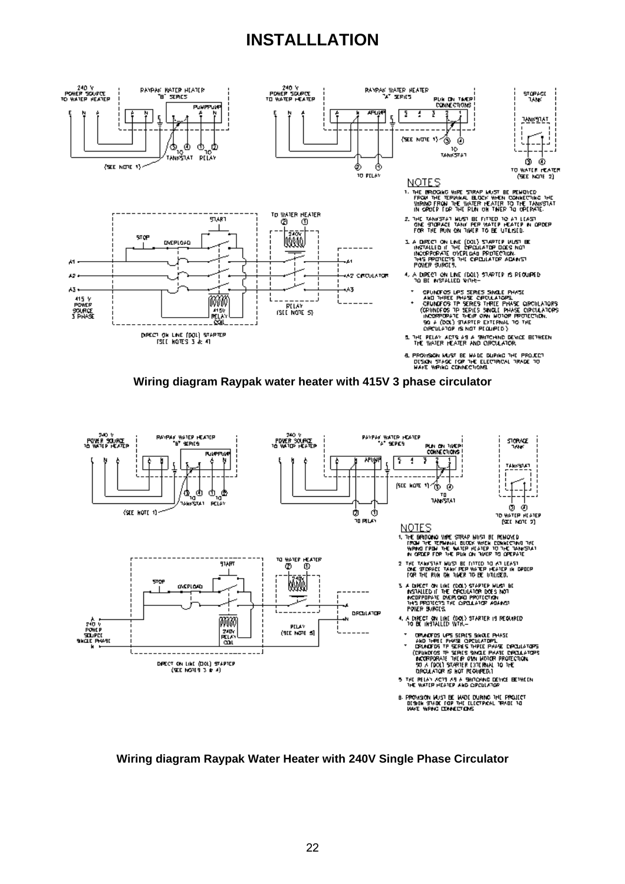# INSTALLLATION

NOTES

1. THE BRIDGING WIRE STRAP MUST BE REMOVED FROM THE TERMINAL BLOCK WHEN CONNECTING THE WIRING FROM THE WATER HEATER TO THE TANKSTAT IN ORDER FOR THE RUN ON TIMER TO OPERATE.
2. THE TANKSTAT MUST BE FITTED TO AT LEAST ONE STORAGE TANK PER WATER HEATER IN ORDER FOR THE RUN ON TIMER TO BE UTILISED.
3. A DIRECT ON LINE (DOL) STARTER MUST BE INSTALLED IF THE CIRCULATOR DOES NOT INCORPORATE OVERLOAD PROTECTION. THIS PROTECTS THE CIRCULATOR AGAINST POWER SURGES.
4. A DIRECT ON LINE (DOL) STARTER IS REQUIRED TO BE INSTALLED WITH:-
   - GRUNDFOS UPS SERIES SINGLE PHASE AND THREE PHASE CIRCULATORS.
   - GRUNDFOS TP SERIES THREE PHASE CIRCULATORS (GRUNDFOS TP SERIES SINGLE PHASE CIRCULATORS INCORPORATE THEIR OWN MOTOR PROTECTION. SO A (DOL) STARTER EXTERNAL TO THE CIRCULATOR IS NOT REQUIRED.)
5. THE RELAY ACTS AS A SWITCHING DEVICE BETWEEN THE WATER HEATER AND CIRCULATOR.
6. PROVISION MUST BE MADE DURING THE PROJECT DESIGN STAGE FOR THE ELECTRICAL TRADE TO MAKE WIRING CONNECTIONS.

**Wiring diagram Raypak water heater with 415V 3 phase circulator**

NOTES

1. THE BRIDGING WIRE STRAP MUST BE REMOVED FROM THE TERMINAL BLOCK WHEN CONNECTING THE WIRING FROM THE WATER HEATER TO THE TANKSTAT IN ORDER FOR THE RUN ON TIMER TO OPERATE.
2. THE TANKSTAT MUST BE FITTED TO AT LEAST ONE STORAGE TANK PER WATER HEATER IN ORDER FOR THE RUN ON TIMER TO BE UTILISED.
3. A DIRECT ON LINE (DOL) STARTER MUST BE INSTALLED IF THE CIRCULATOR DOES NOT INCORPORATE OVERLOAD PROTECTION. THIS PROTECTS THE CIRCULATOR AGAINST POWER SURGES.
4. A DIRECT ON LINE (DOL) STARTER IS REQUIRED TO BE INSTALLED WITH:-
   - GRUNDFOS UPS SERIES SINGLE PHASE AND THREE PHASE CIRCULATORS.
   - GRUNDFOS TP SERIES THREE PHASE CIRCULATORS (GRUNDFOS TP SERIES SINGLE PHASE CIRCULATORS INCORPORATE THEIR OWN MOTOR PROTECTION. SO A (DOL) STARTER EXTERNAL TO THE CIRCULATOR IS NOT REQUIRED.)
5. THE RELAY ACTS AS A SWITCHING DEVICE BETWEEN THE WATER HEATER AND CIRCULATOR.
6. PROVISION MUST BE MADE DURING THE PROJECT DESIGN STAGE FOR THE ELECTRICAL TRADE TO MAKE WIRING CONNECTIONS.

**Wiring diagram Raypak Water Heater with 240V Single Phase Circulator**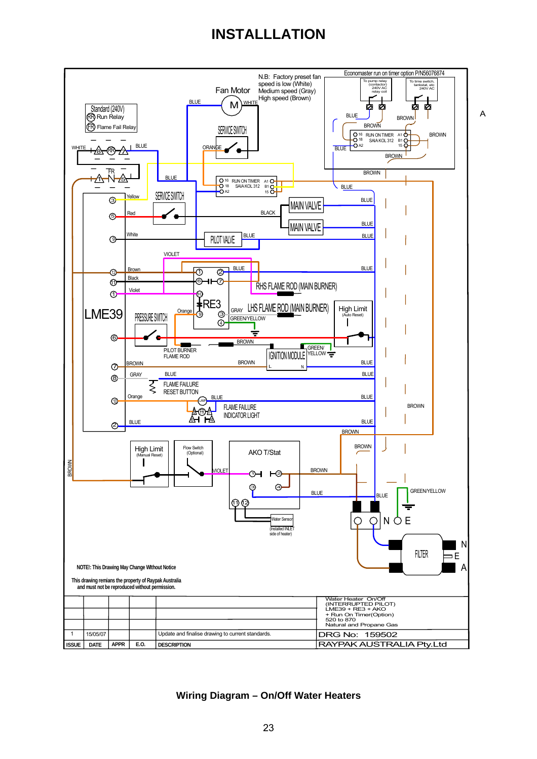# INSTALLLLATION

N.B: Factory preset fan speed is low (White) Medium speed (Gray) High speed (Brown)

Economaster run on timer option P/N56076874

NOTE!: This Drawing May Change Without Notice

This drawing remains the property of Raypak Australia and must not be reproduced without permission.

| | | | | | Water Heater On/Off (INTERRUPTED PILOT) LME39 + RE3 + AKO + Run On Timer(Option) 520 to 870 Natural and Propane Gas |
|---|---|---|---|---|---|
| 1 | 15/05/07 | | | Update and finalise drawing to current standards. | DRG No: 159502 |
| ISSUE | DATE | APPR | E.O. | DESCRIPTION | RAYPAK AUSTRALIA Pty.Ltd |

**Wiring Diagram – On/Off Water Heaters**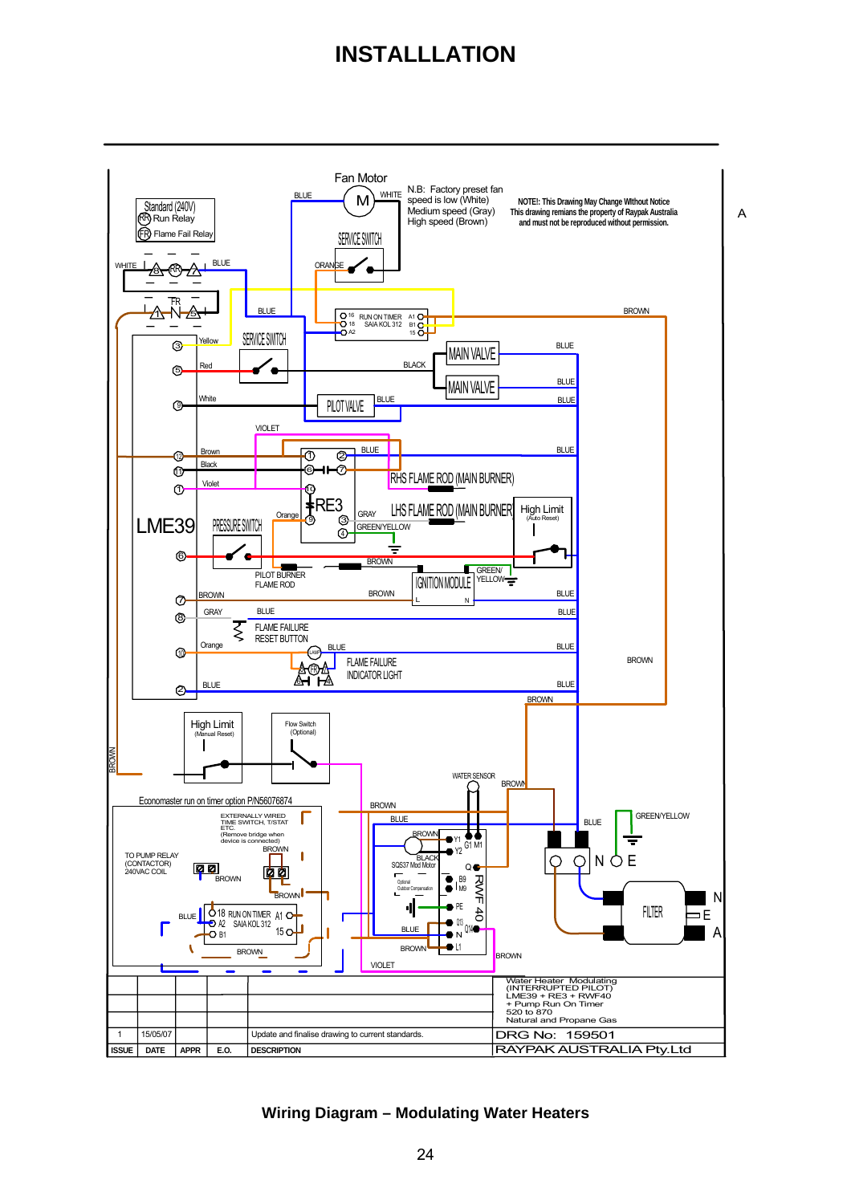# INSTALLLLATION

Fan Motor

N.B: Factory preset fan speed is low (White)
Medium speed (Gray)
High speed (Brown)

NOTE!: This Drawing May Change Without Notice
This drawing remains the property of Raypak Australia and must not be reproduced without permission.

Standard (240V)
RR Run Relay
FR Flame Fail Relay

SERVICE SWITCH

RUN ON TIMER SAIA KOL 312

MAIN VALVE

MAIN VALVE

PILOT VALVE

RHS FLAME ROD (MAIN BURNER)

LHS FLAME ROD (MAIN BURNER)

High Limit (Auto Reset)

LME39

PRESSURE SWITCH

RE3

PILOT BURNER FLAME ROD

IGNITION MODULE

FLAME FAILURE RESET BUTTON

FLAME FAILURE INDICATOR LIGHT

High Limit (Manual Reset)

Flow Switch (Optional)

Economaster run on timer option P/N56076874

EXTERNALLY WIRED TIME SWITCH, T/STAT ETC. (Remove bridge when device is connected)

TO PUMP RELAY (CONTACTOR) 240VAC COIL

RUN ON TIMER SAIA KOL 312

WATER SENSOR

SQS37 Mod Motor

RWF 40

FILTER

| | | | | | Water Heater Modulating (INTERRUPTED PILOT) LME39 + RE3 + RWF40 + Pump Run On Timer 520 to 870 Natural and Propane Gas |
|---|---|---|---|---|---|
| 1 | 15/05/07 | | | Update and finalise drawing to current standards. | DRG No: 159501 |
| ISSUE | DATE | APPR | E.O. | DESCRIPTION | RAYPAK AUSTRALIA Pty.Ltd |

**Wiring Diagram – Modulating Water Heaters**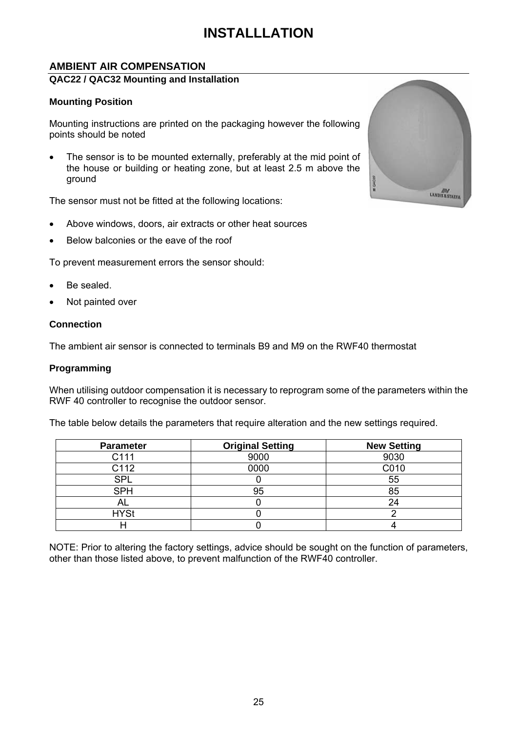# INSTALLLATION

## AMBIENT AIR COMPENSATION

### QAC22 / QAC32 Mounting and Installation

**Mounting Position**

Mounting instructions are printed on the packaging however the following points should be noted

- The sensor is to be mounted externally, preferably at the mid point of the house or building or heating zone, but at least 2.5 m above the ground

The sensor must not be fitted at the following locations:

- Above windows, doors, air extracts or other heat sources
- Below balconies or the eave of the roof

To prevent measurement errors the sensor should:

- Be sealed.
- Not painted over

**Connection**

The ambient air sensor is connected to terminals B9 and M9 on the RWF40 thermostat

**Programming**

When utilising outdoor compensation it is necessary to reprogram some of the parameters within the RWF 40 controller to recognise the outdoor sensor.

The table below details the parameters that require alteration and the new settings required.

| Parameter | Original Setting | New Setting |
|---|---|---|
| C111 | 9000 | 9030 |
| C112 | 0000 | C010 |
| SPL | 0 | 55 |
| SPH | 95 | 85 |
| AL | 0 | 24 |
| HYSt | 0 | 2 |
| H | 0 | 4 |

NOTE: Prior to altering the factory settings, advice should be sought on the function of parameters, other than those listed above, to prevent malfunction of the RWF40 controller.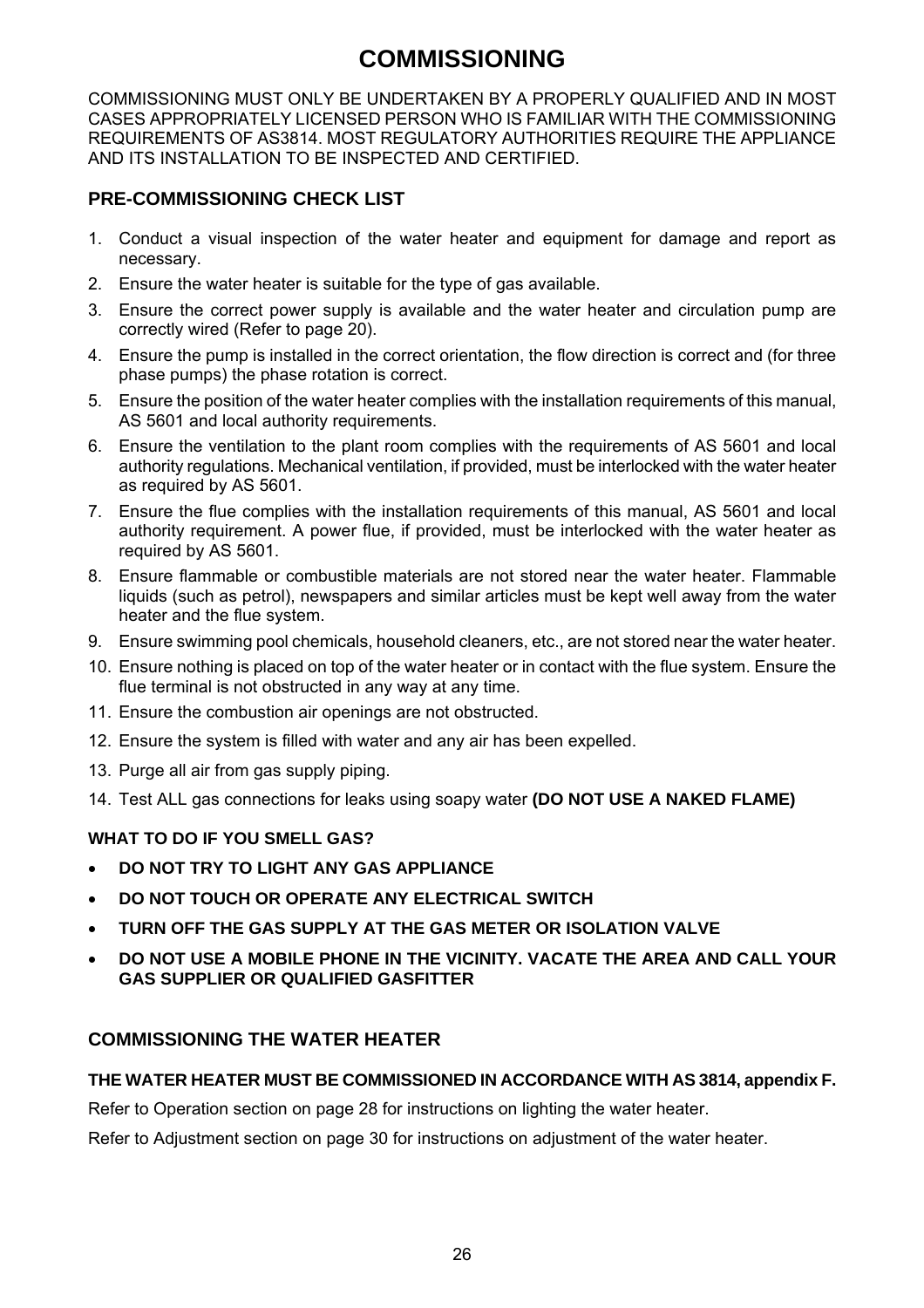# COMMISSIONING

COMMISSIONING MUST ONLY BE UNDERTAKEN BY A PROPERLY QUALIFIED AND IN MOST CASES APPROPRIATELY LICENSED PERSON WHO IS FAMILIAR WITH THE COMMISSIONING REQUIREMENTS OF AS3814. MOST REGULATORY AUTHORITIES REQUIRE THE APPLIANCE AND ITS INSTALLATION TO BE INSPECTED AND CERTIFIED.

## PRE-COMMISSIONING CHECK LIST

1. Conduct a visual inspection of the water heater and equipment for damage and report as necessary.
2. Ensure the water heater is suitable for the type of gas available.
3. Ensure the correct power supply is available and the water heater and circulation pump are correctly wired (Refer to page 20).
4. Ensure the pump is installed in the correct orientation, the flow direction is correct and (for three phase pumps) the phase rotation is correct.
5. Ensure the position of the water heater complies with the installation requirements of this manual, AS 5601 and local authority requirements.
6. Ensure the ventilation to the plant room complies with the requirements of AS 5601 and local authority regulations. Mechanical ventilation, if provided, must be interlocked with the water heater as required by AS 5601.
7. Ensure the flue complies with the installation requirements of this manual, AS 5601 and local authority requirement. A power flue, if provided, must be interlocked with the water heater as required by AS 5601.
8. Ensure flammable or combustible materials are not stored near the water heater. Flammable liquids (such as petrol), newspapers and similar articles must be kept well away from the water heater and the flue system.
9. Ensure swimming pool chemicals, household cleaners, etc., are not stored near the water heater.
10. Ensure nothing is placed on top of the water heater or in contact with the flue system. Ensure the flue terminal is not obstructed in any way at any time.
11. Ensure the combustion air openings are not obstructed.
12. Ensure the system is filled with water and any air has been expelled.
13. Purge all air from gas supply piping.
14. Test ALL gas connections for leaks using soapy water **(DO NOT USE A NAKED FLAME)**

### WHAT TO DO IF YOU SMELL GAS?

- **DO NOT TRY TO LIGHT ANY GAS APPLIANCE**
- **DO NOT TOUCH OR OPERATE ANY ELECTRICAL SWITCH**
- **TURN OFF THE GAS SUPPLY AT THE GAS METER OR ISOLATION VALVE**
- **DO NOT USE A MOBILE PHONE IN THE VICINITY. VACATE THE AREA AND CALL YOUR GAS SUPPLIER OR QUALIFIED GASFITTER**

## COMMISSIONING THE WATER HEATER

**THE WATER HEATER MUST BE COMMISSIONED IN ACCORDANCE WITH AS 3814, appendix F.**

Refer to Operation section on page 28 for instructions on lighting the water heater.

Refer to Adjustment section on page 30 for instructions on adjustment of the water heater.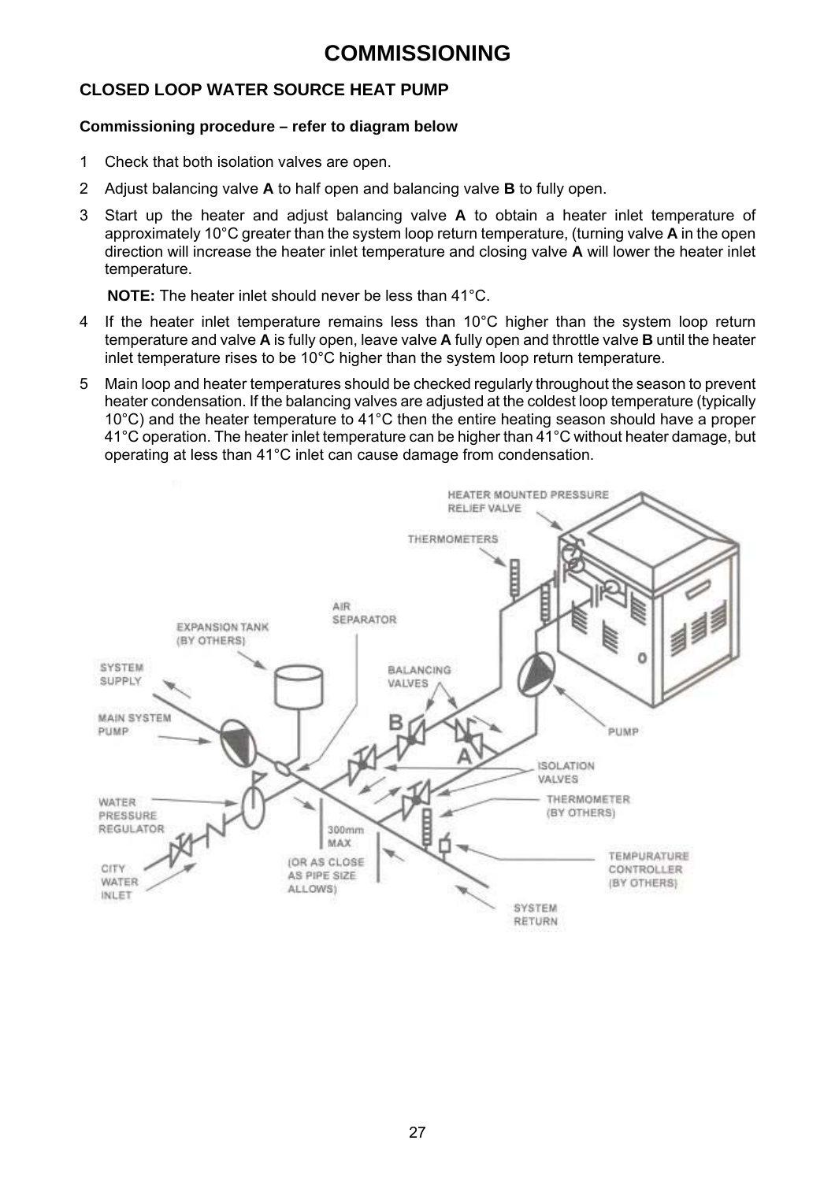# COMMISSIONING

## CLOSED LOOP WATER SOURCE HEAT PUMP

### Commissioning procedure – refer to diagram below

1. Check that both isolation valves are open.
2. Adjust balancing valve **A** to half open and balancing valve **B** to fully open.
3. Start up the heater and adjust balancing valve **A** to obtain a heater inlet temperature of approximately 10°C greater than the system loop return temperature, (turning valve **A** in the open direction will increase the heater inlet temperature and closing valve **A** will lower the heater inlet temperature.

   **NOTE:** The heater inlet should never be less than 41°C.
4. If the heater inlet temperature remains less than 10°C higher than the system loop return temperature and valve **A** is fully open, leave valve **A** fully open and throttle valve **B** until the heater inlet temperature rises to be 10°C higher than the system loop return temperature.
5. Main loop and heater temperatures should be checked regularly throughout the season to prevent heater condensation. If the balancing valves are adjusted at the coldest loop temperature (typically 10°C) and the heater temperature to 41°C then the entire heating season should have a proper 41°C operation. The heater inlet temperature can be higher than 41°C without heater damage, but operating at less than 41°C inlet can cause damage from condensation.

HEATER MOUNTED PRESSURE RELIEF VALVE

THERMOMETERS

AIR SEPARATOR

EXPANSION TANK (BY OTHERS)

SYSTEM SUPPLY

BALANCING VALVES

MAIN SYSTEM PUMP

PUMP

ISOLATION VALVES

WATER PRESSURE REGULATOR

THERMOMETER (BY OTHERS)

300mm MAX

(OR AS CLOSE AS PIPE SIZE ALLOWS)

TEMPURATURE CONTROLLER (BY OTHERS)

CITY WATER INLET

SYSTEM RETURN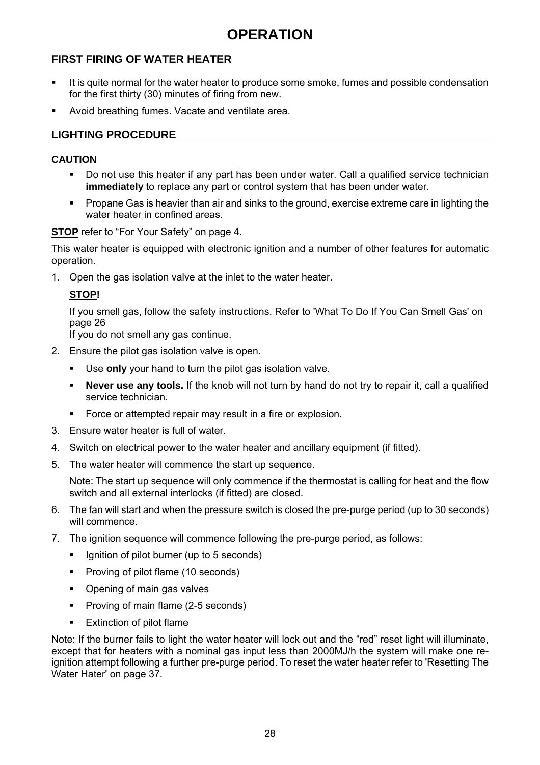# OPERATION

## FIRST FIRING OF WATER HEATER

- It is quite normal for the water heater to produce some smoke, fumes and possible condensation for the first thirty (30) minutes of firing from new.
- Avoid breathing fumes. Vacate and ventilate area.

## LIGHTING PROCEDURE

### CAUTION

- Do not use this heater if any part has been under water. Call a qualified service technician **immediately** to replace any part or control system that has been under water.
- Propane Gas is heavier than air and sinks to the ground, exercise extreme care in lighting the water heater in confined areas.

**STOP** refer to “For Your Safety” on page 4.

This water heater is equipped with electronic ignition and a number of other features for automatic operation.

1. Open the gas isolation valve at the inlet to the water heater.

   **STOP!**

   If you smell gas, follow the safety instructions. Refer to 'What To Do If You Can Smell Gas' on page 26
   If you do not smell any gas continue.

2. Ensure the pilot gas isolation valve is open.
   - Use **only** your hand to turn the pilot gas isolation valve.
   - **Never use any tools.** If the knob will not turn by hand do not try to repair it, call a qualified service technician.
   - Force or attempted repair may result in a fire or explosion.

3. Ensure water heater is full of water.

4. Switch on electrical power to the water heater and ancillary equipment (if fitted).

5. The water heater will commence the start up sequence.

   Note: The start up sequence will only commence if the thermostat is calling for heat and the flow switch and all external interlocks (if fitted) are closed.

6. The fan will start and when the pressure switch is closed the pre-purge period (up to 30 seconds) will commence.

7. The ignition sequence will commence following the pre-purge period, as follows:
   - Ignition of pilot burner (up to 5 seconds)
   - Proving of pilot flame (10 seconds)
   - Opening of main gas valves
   - Proving of main flame (2-5 seconds)
   - Extinction of pilot flame

Note: If the burner fails to light the water heater will lock out and the “red” reset light will illuminate, except that for heaters with a nominal gas input less than 2000MJ/h the system will make one re-ignition attempt following a further pre-purge period. To reset the water heater refer to 'Resetting The Water Hater' on page 37.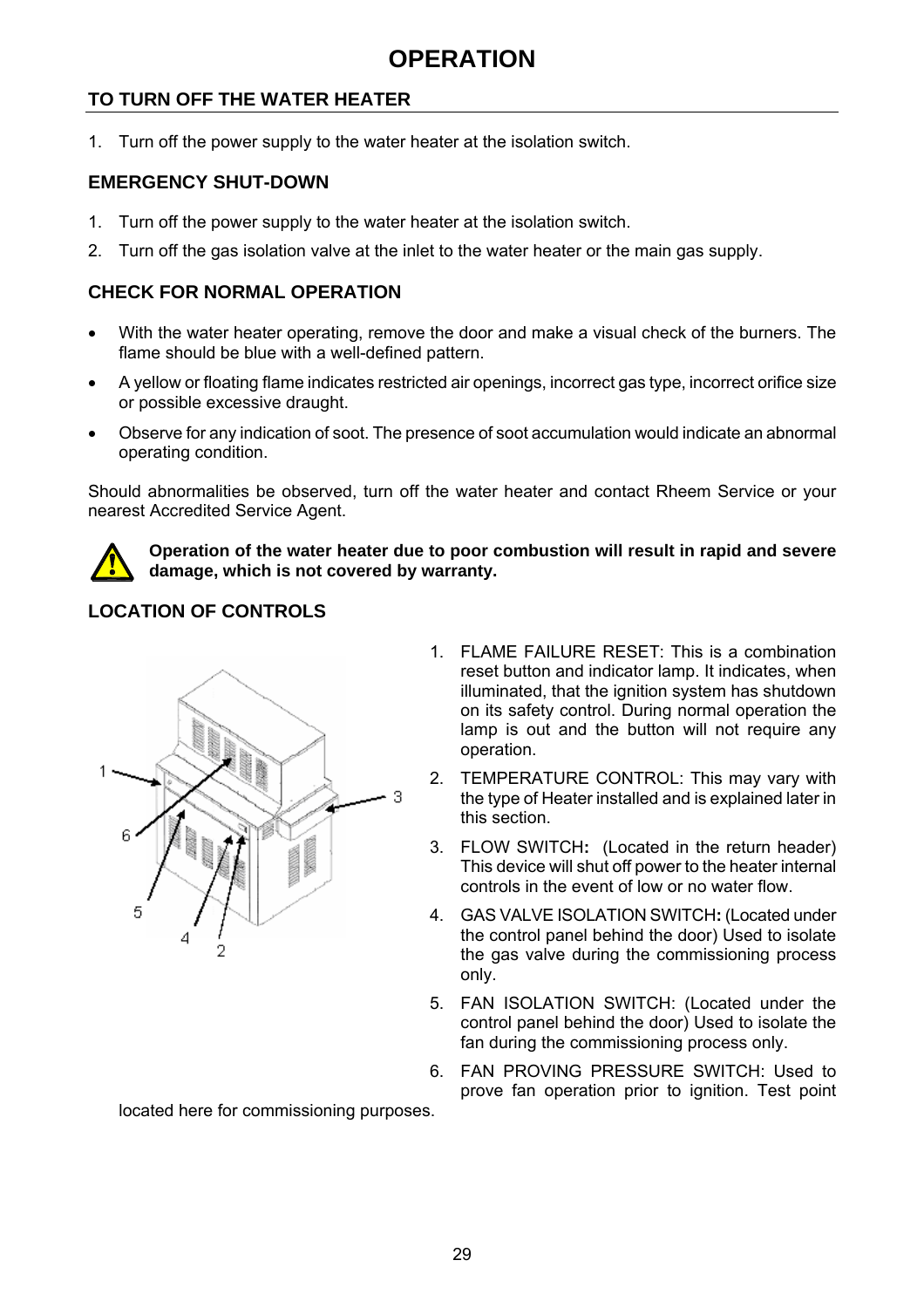# OPERATION

## TO TURN OFF THE WATER HEATER

1. Turn off the power supply to the water heater at the isolation switch.

### EMERGENCY SHUT-DOWN

1. Turn off the power supply to the water heater at the isolation switch.
2. Turn off the gas isolation valve at the inlet to the water heater or the main gas supply.

### CHECK FOR NORMAL OPERATION

- With the water heater operating, remove the door and make a visual check of the burners. The flame should be blue with a well-defined pattern.
- A yellow or floating flame indicates restricted air openings, incorrect gas type, incorrect orifice size or possible excessive draught.
- Observe for any indication of soot. The presence of soot accumulation would indicate an abnormal operating condition.

Should abnormalities be observed, turn off the water heater and contact Rheem Service or your nearest Accredited Service Agent.

**Operation of the water heater due to poor combustion will result in rapid and severe damage, which is not covered by warranty.**

### LOCATION OF CONTROLS

1. FLAME FAILURE RESET: This is a combination reset button and indicator lamp. It indicates, when illuminated, that the ignition system has shutdown on its safety control. During normal operation the lamp is out and the button will not require any operation.
2. TEMPERATURE CONTROL: This may vary with the type of Heater installed and is explained later in this section.
3. FLOW SWITCH**:** (Located in the return header) This device will shut off power to the heater internal controls in the event of low or no water flow.
4. GAS VALVE ISOLATION SWITCH**:** (Located under the control panel behind the door) Used to isolate the gas valve during the commissioning process only.
5. FAN ISOLATION SWITCH: (Located under the control panel behind the door) Used to isolate the fan during the commissioning process only.
6. FAN PROVING PRESSURE SWITCH: Used to prove fan operation prior to ignition. Test point located here for commissioning purposes.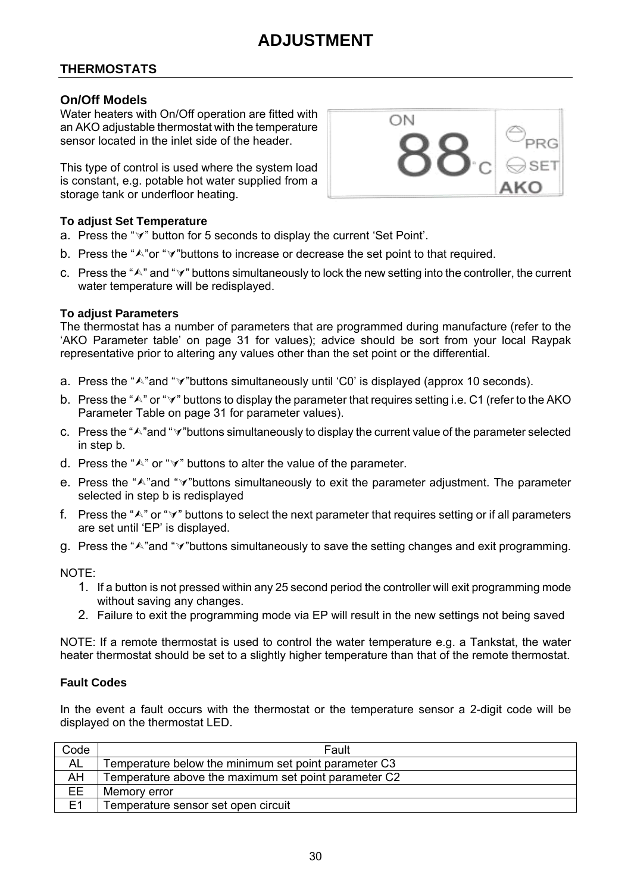# ADJUSTMENT

## THERMOSTATS

### On/Off Models

Water heaters with On/Off operation are fitted with an AKO adjustable thermostat with the temperature sensor located in the inlet side of the header.

This type of control is used where the system load is constant, e.g. potable hot water supplied from a storage tank or underfloor heating.

**To adjust Set Temperature**

a. Press the "⋎" button for 5 seconds to display the current 'Set Point'.

b. Press the "⋏"or "⋎"buttons to increase or decrease the set point to that required.

c. Press the "⋏" and "⋎" buttons simultaneously to lock the new setting into the controller, the current water temperature will be redisplayed.

**To adjust Parameters**

The thermostat has a number of parameters that are programmed during manufacture (refer to the 'AKO Parameter table' on page 31 for values); advice should be sort from your local Raypak representative prior to altering any values other than the set point or the differential.

a. Press the "⋏"and "⋎"buttons simultaneously until 'C0' is displayed (approx 10 seconds).

b. Press the "⋏" or "⋎" buttons to display the parameter that requires setting i.e. C1 (refer to the AKO Parameter Table on page 31 for parameter values).

c. Press the "⋏"and "⋎"buttons simultaneously to display the current value of the parameter selected in step b.

d. Press the "⋏" or "⋎" buttons to alter the value of the parameter.

e. Press the "⋏"and "⋎"buttons simultaneously to exit the parameter adjustment. The parameter selected in step b is redisplayed

f. Press the "⋏" or "⋎" buttons to select the next parameter that requires setting or if all parameters are set until 'EP' is displayed.

g. Press the "⋏"and "⋎"buttons simultaneously to save the setting changes and exit programming.

NOTE:

1. If a button is not pressed within any 25 second period the controller will exit programming mode without saving any changes.
2. Failure to exit the programming mode via EP will result in the new settings not being saved

NOTE: If a remote thermostat is used to control the water temperature e.g. a Tankstat, the water heater thermostat should be set to a slightly higher temperature than that of the remote thermostat.

**Fault Codes**

In the event a fault occurs with the thermostat or the temperature sensor a 2-digit code will be displayed on the thermostat LED.

| Code | Fault |
|---|---|
| AL | Temperature below the minimum set point parameter C3 |
| AH | Temperature above the maximum set point parameter C2 |
| EE | Memory error |
| E1 | Temperature sensor set open circuit |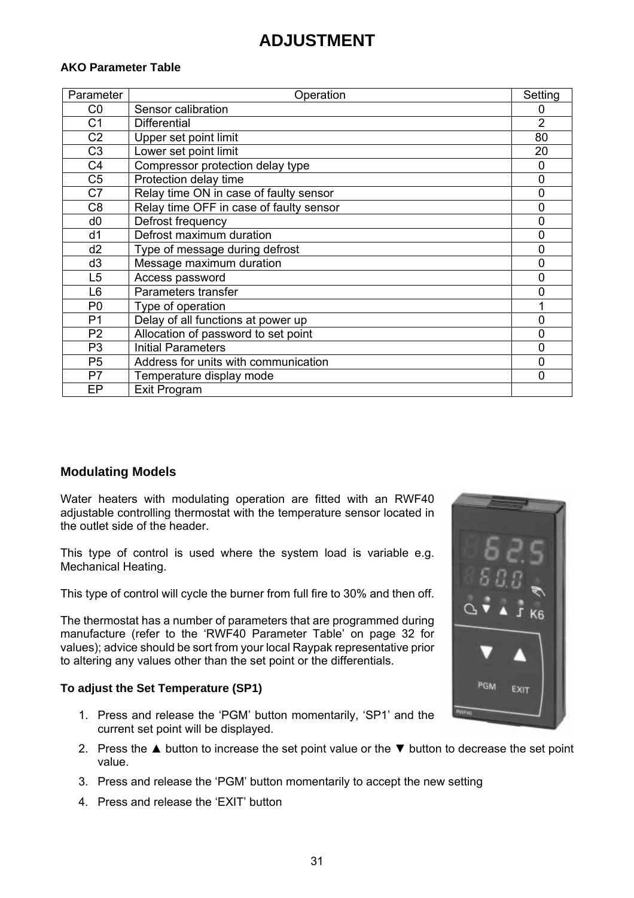# ADJUSTMENT

**AKO Parameter Table**

| Parameter | Operation | Setting |
|---|---|---|
| C0 | Sensor calibration | 0 |
| C1 | Differential | 2 |
| C2 | Upper set point limit | 80 |
| C3 | Lower set point limit | 20 |
| C4 | Compressor protection delay type | 0 |
| C5 | Protection delay time | 0 |
| C7 | Relay time ON in case of faulty sensor | 0 |
| C8 | Relay time OFF in case of faulty sensor | 0 |
| d0 | Defrost frequency | 0 |
| d1 | Defrost maximum duration | 0 |
| d2 | Type of message during defrost | 0 |
| d3 | Message maximum duration | 0 |
| L5 | Access password | 0 |
| L6 | Parameters transfer | 0 |
| P0 | Type of operation | 1 |
| P1 | Delay of all functions at power up | 0 |
| P2 | Allocation of password to set point | 0 |
| P3 | Initial Parameters | 0 |
| P5 | Address for units with communication | 0 |
| P7 | Temperature display mode | 0 |
| EP | Exit Program | |

## Modulating Models

Water heaters with modulating operation are fitted with an RWF40 adjustable controlling thermostat with the temperature sensor located in the outlet side of the header.

This type of control is used where the system load is variable e.g. Mechanical Heating.

This type of control will cycle the burner from full fire to 30% and then off.

The thermostat has a number of parameters that are programmed during manufacture (refer to the 'RWF40 Parameter Table' on page 32 for values); advice should be sort from your local Raypak representative prior to altering any values other than the set point or the differentials.

**To adjust the Set Temperature (SP1)**

1. Press and release the 'PGM' button momentarily, 'SP1' and the current set point will be displayed.
2. Press the ▲ button to increase the set point value or the ▼ button to decrease the set point value.
3. Press and release the 'PGM' button momentarily to accept the new setting
4. Press and release the 'EXIT' button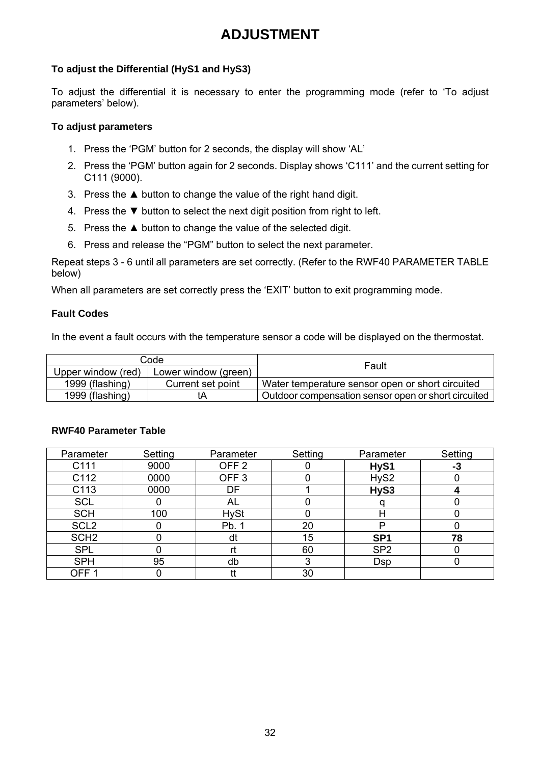# ADJUSTMENT

### To adjust the Differential (HyS1 and HyS3)

To adjust the differential it is necessary to enter the programming mode (refer to 'To adjust parameters' below).

### To adjust parameters

1. Press the 'PGM' button for 2 seconds, the display will show 'AL'
2. Press the 'PGM' button again for 2 seconds. Display shows 'C111' and the current setting for C111 (9000).
3. Press the ▲ button to change the value of the right hand digit.
4. Press the ▼ button to select the next digit position from right to left.
5. Press the ▲ button to change the value of the selected digit.
6. Press and release the "PGM" button to select the next parameter.

Repeat steps 3 - 6 until all parameters are set correctly. (Refer to the RWF40 PARAMETER TABLE below)

When all parameters are set correctly press the 'EXIT' button to exit programming mode.

### Fault Codes

In the event a fault occurs with the temperature sensor a code will be displayed on the thermostat.

| Code | | Fault |
|---|---|---|
| Upper window (red) | Lower window (green) | |
| 1999 (flashing) | Current set point | Water temperature sensor open or short circuited |
| 1999 (flashing) | tA | Outdoor compensation sensor open or short circuited |

### RWF40 Parameter Table

| Parameter | Setting | Parameter | Setting | Parameter | Setting |
|---|---|---|---|---|---|
| C111 | 9000 | OFF 2 | 0 | **HyS1** | **-3** |
| C112 | 0000 | OFF 3 | 0 | HyS2 | 0 |
| C113 | 0000 | DF | 1 | **HyS3** | **4** |
| SCL | 0 | AL | 0 | q | 0 |
| SCH | 100 | HySt | 0 | H | 0 |
| SCL2 | 0 | Pb. 1 | 20 | P | 0 |
| SCH2 | 0 | dt | 15 | **SP1** | **78** |
| SPL | 0 | rt | 60 | SP2 | 0 |
| SPH | 95 | db | 3 | Dsp | 0 |
| OFF 1 | 0 | tt | 30 | | |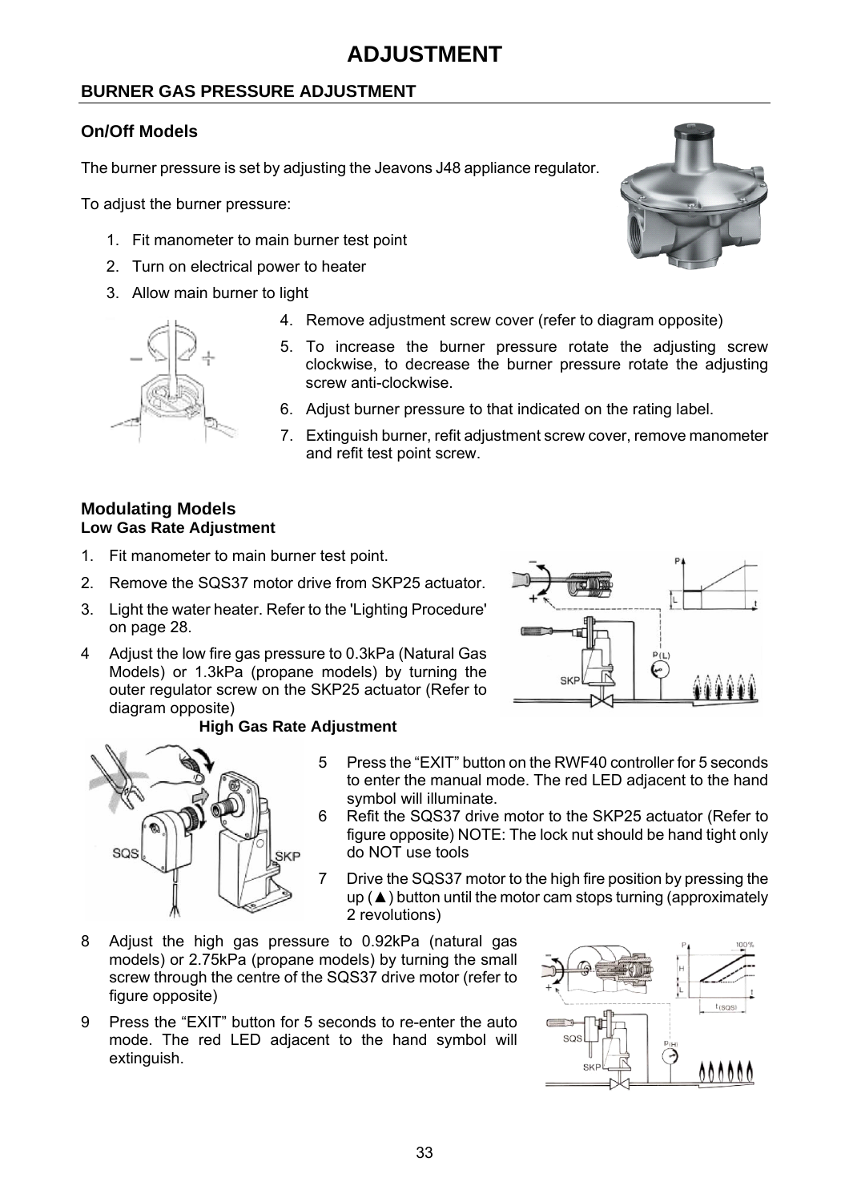# ADJUSTMENT

## BURNER GAS PRESSURE ADJUSTMENT

### On/Off Models

The burner pressure is set by adjusting the Jeavons J48 appliance regulator.

To adjust the burner pressure:

1. Fit manometer to main burner test point
2. Turn on electrical power to heater
3. Allow main burner to light
4. Remove adjustment screw cover (refer to diagram opposite)
5. To increase the burner pressure rotate the adjusting screw clockwise, to decrease the burner pressure rotate the adjusting screw anti-clockwise.
6. Adjust burner pressure to that indicated on the rating label.
7. Extinguish burner, refit adjustment screw cover, remove manometer and refit test point screw.

### Modulating Models

**Low Gas Rate Adjustment**

1. Fit manometer to main burner test point.
2. Remove the SQS37 motor drive from SKP25 actuator.
3. Light the water heater. Refer to the 'Lighting Procedure' on page 28.
4. Adjust the low fire gas pressure to 0.3kPa (Natural Gas Models) or 1.3kPa (propane models) by turning the outer regulator screw on the SKP25 actuator (Refer to diagram opposite)

**High Gas Rate Adjustment**

5. Press the "EXIT" button on the RWF40 controller for 5 seconds to enter the manual mode. The red LED adjacent to the hand symbol will illuminate.
6. Refit the SQS37 drive motor to the SKP25 actuator (Refer to figure opposite) NOTE: The lock nut should be hand tight only do NOT use tools
7. Drive the SQS37 motor to the high fire position by pressing the up (▲) button until the motor cam stops turning (approximately 2 revolutions)
8. Adjust the high gas pressure to 0.92kPa (natural gas models) or 2.75kPa (propane models) by turning the small screw through the centre of the SQS37 drive motor (refer to figure opposite)
9. Press the "EXIT" button for 5 seconds to re-enter the auto mode. The red LED adjacent to the hand symbol will extinguish.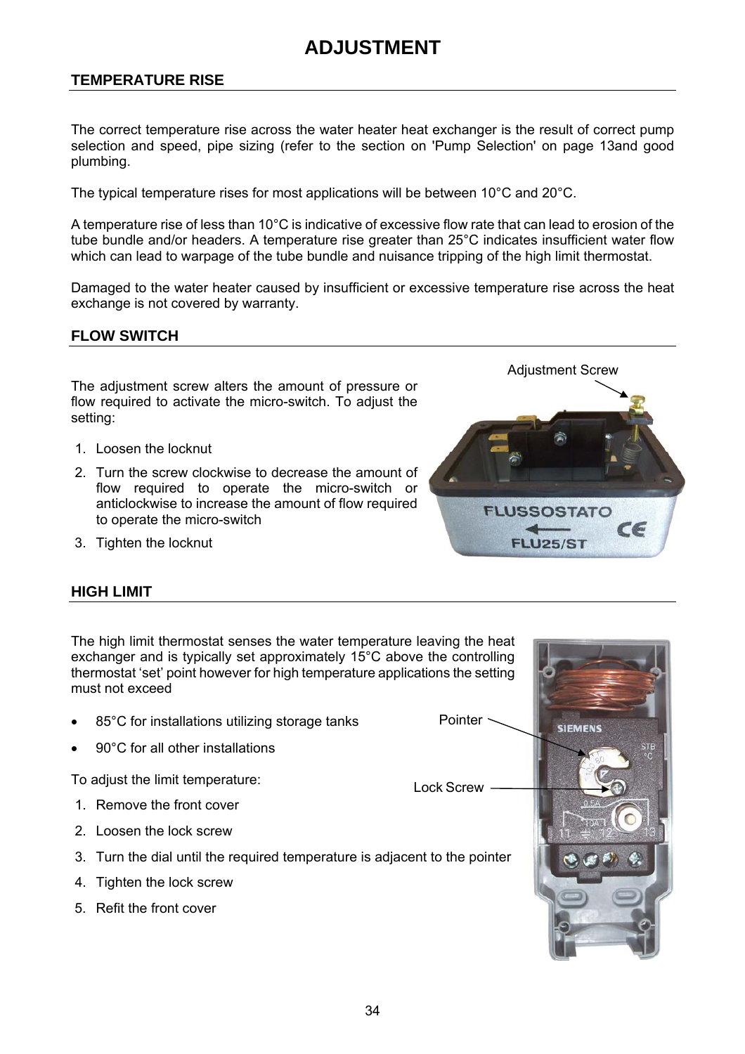# ADJUSTMENT

## TEMPERATURE RISE

The correct temperature rise across the water heater heat exchanger is the result of correct pump selection and speed, pipe sizing (refer to the section on 'Pump Selection' on page 13and good plumbing.

The typical temperature rises for most applications will be between 10°C and 20°C.

A temperature rise of less than 10°C is indicative of excessive flow rate that can lead to erosion of the tube bundle and/or headers. A temperature rise greater than 25°C indicates insufficient water flow which can lead to warpage of the tube bundle and nuisance tripping of the high limit thermostat.

Damaged to the water heater caused by insufficient or excessive temperature rise across the heat exchange is not covered by warranty.

## FLOW SWITCH

The adjustment screw alters the amount of pressure or flow required to activate the micro-switch. To adjust the setting:

1. Loosen the locknut
2. Turn the screw clockwise to decrease the amount of flow required to operate the micro-switch or anticlockwise to increase the amount of flow required to operate the micro-switch
3. Tighten the locknut

Adjustment Screw

## HIGH LIMIT

The high limit thermostat senses the water temperature leaving the heat exchanger and is typically set approximately 15°C above the controlling thermostat 'set' point however for high temperature applications the setting must not exceed

- 85°C for installations utilizing storage tanks
- 90°C for all other installations

To adjust the limit temperature:

1. Remove the front cover
2. Loosen the lock screw
3. Turn the dial until the required temperature is adjacent to the pointer
4. Tighten the lock screw
5. Refit the front cover

Pointer

Lock Screw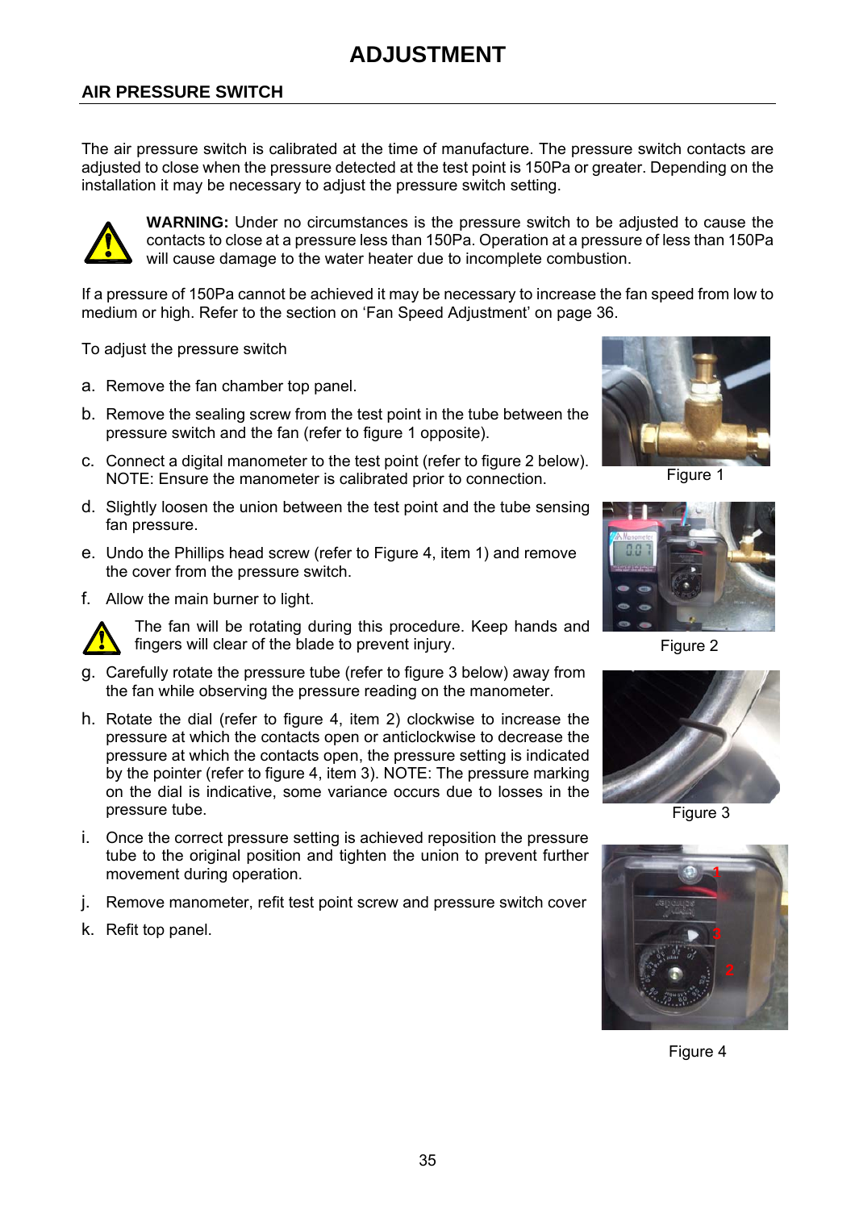# ADJUSTMENT

## AIR PRESSURE SWITCH

The air pressure switch is calibrated at the time of manufacture. The pressure switch contacts are adjusted to close when the pressure detected at the test point is 150Pa or greater. Depending on the installation it may be necessary to adjust the pressure switch setting.

**WARNING:** Under no circumstances is the pressure switch to be adjusted to cause the contacts to close at a pressure less than 150Pa. Operation at a pressure of less than 150Pa will cause damage to the water heater due to incomplete combustion.

If a pressure of 150Pa cannot be achieved it may be necessary to increase the fan speed from low to medium or high. Refer to the section on 'Fan Speed Adjustment' on page 36.

To adjust the pressure switch

a. Remove the fan chamber top panel.

b. Remove the sealing screw from the test point in the tube between the pressure switch and the fan (refer to figure 1 opposite).

c. Connect a digital manometer to the test point (refer to figure 2 below). NOTE: Ensure the manometer is calibrated prior to connection.

d. Slightly loosen the union between the test point and the tube sensing fan pressure.

e. Undo the Phillips head screw (refer to Figure 4, item 1) and remove the cover from the pressure switch.

f. Allow the main burner to light.

The fan will be rotating during this procedure. Keep hands and fingers well clear of the blade to prevent injury.

g. Carefully rotate the pressure tube (refer to figure 3 below) away from the fan while observing the pressure reading on the manometer.

h. Rotate the dial (refer to figure 4, item 2) clockwise to increase the pressure at which the contacts open or anticlockwise to decrease the pressure at which the contacts open, the pressure setting is indicated by the pointer (refer to figure 4, item 3). NOTE: The pressure marking on the dial is indicative, some variance occurs due to losses in the pressure tube.

i. Once the correct pressure setting is achieved reposition the pressure tube to the original position and tighten the union to prevent further movement during operation.

j. Remove manometer, refit test point screw and pressure switch cover

k. Refit top panel.

Figure 1

Figure 2

Figure 3

Figure 4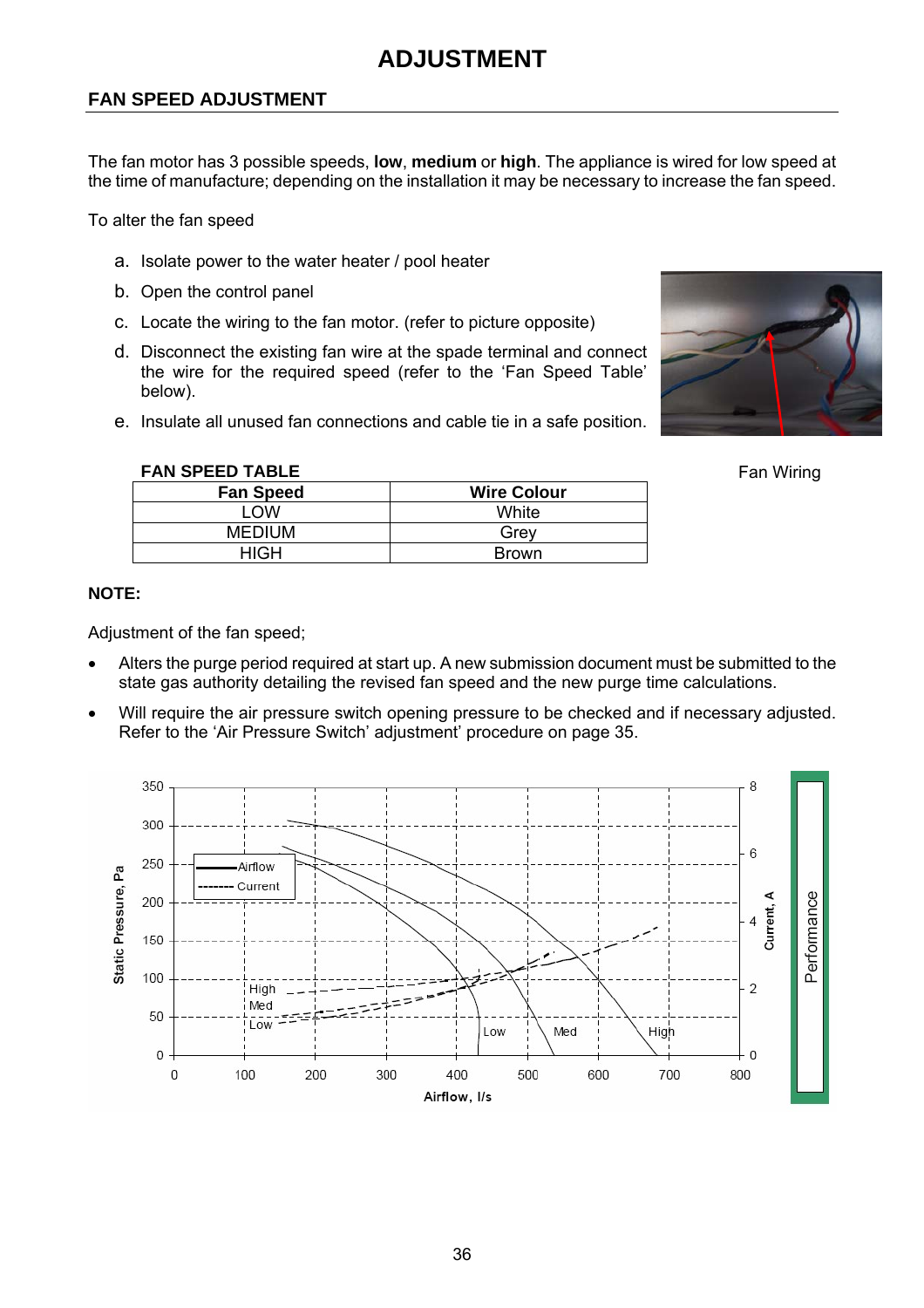# ADJUSTMENT

## FAN SPEED ADJUSTMENT

The fan motor has 3 possible speeds, **low**, **medium** or **high**. The appliance is wired for low speed at the time of manufacture; depending on the installation it may be necessary to increase the fan speed.

To alter the fan speed

a. Isolate power to the water heater / pool heater
b. Open the control panel
c. Locate the wiring to the fan motor. (refer to picture opposite)
d. Disconnect the existing fan wire at the spade terminal and connect the wire for the required speed (refer to the 'Fan Speed Table' below).
e. Insulate all unused fan connections and cable tie in a safe position.

Fan Wiring

**FAN SPEED TABLE**

| Fan Speed | Wire Colour |
|---|---|
| LOW | White |
| MEDIUM | Grey |
| HIGH | Brown |

**NOTE:**

Adjustment of the fan speed;

- Alters the purge period required at start up. A new submission document must be submitted to the state gas authority detailing the revised fan speed and the new purge time calculations.
- Will require the air pressure switch opening pressure to be checked and if necessary adjusted. Refer to the 'Air Pressure Switch' adjustment' procedure on page 35.

Perfomance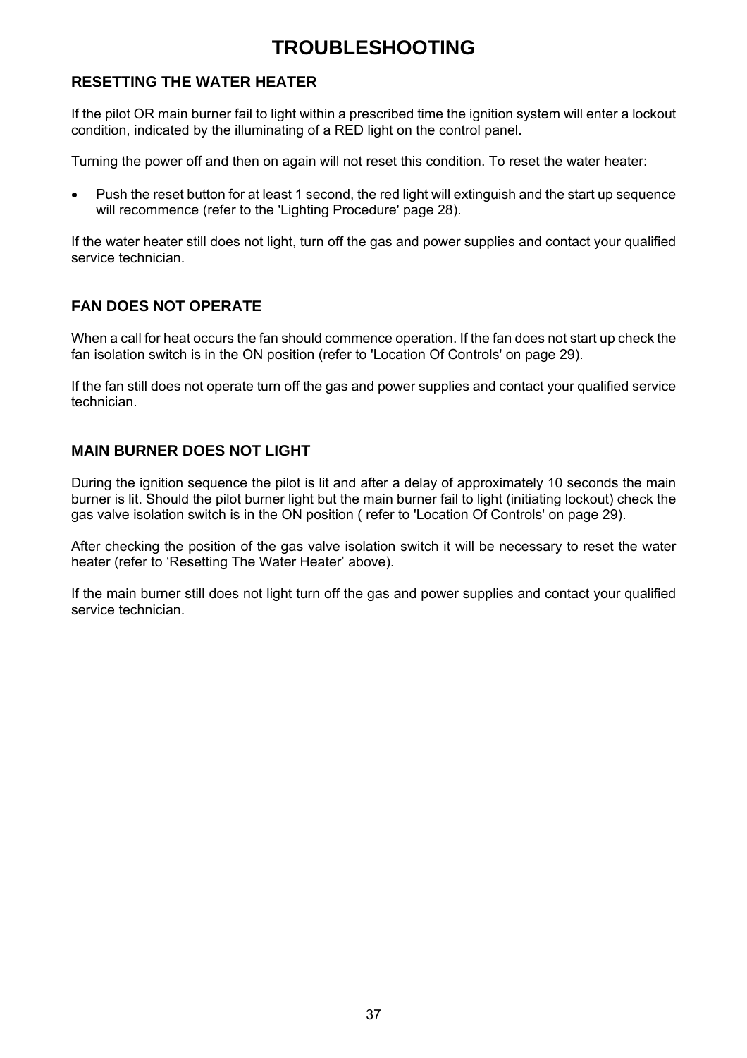# TROUBLESHOOTING

## RESETTING THE WATER HEATER

If the pilot OR main burner fail to light within a prescribed time the ignition system will enter a lockout condition, indicated by the illuminating of a RED light on the control panel.

Turning the power off and then on again will not reset this condition. To reset the water heater:

- Push the reset button for at least 1 second, the red light will extinguish and the start up sequence will recommence (refer to the 'Lighting Procedure' page 28).

If the water heater still does not light, turn off the gas and power supplies and contact your qualified service technician.

## FAN DOES NOT OPERATE

When a call for heat occurs the fan should commence operation. If the fan does not start up check the fan isolation switch is in the ON position (refer to 'Location Of Controls' on page 29).

If the fan still does not operate turn off the gas and power supplies and contact your qualified service technician.

## MAIN BURNER DOES NOT LIGHT

During the ignition sequence the pilot is lit and after a delay of approximately 10 seconds the main burner is lit. Should the pilot burner light but the main burner fail to light (initiating lockout) check the gas valve isolation switch is in the ON position ( refer to 'Location Of Controls' on page 29).

After checking the position of the gas valve isolation switch it will be necessary to reset the water heater (refer to 'Resetting The Water Heater' above).

If the main burner still does not light turn off the gas and power supplies and contact your qualified service technician.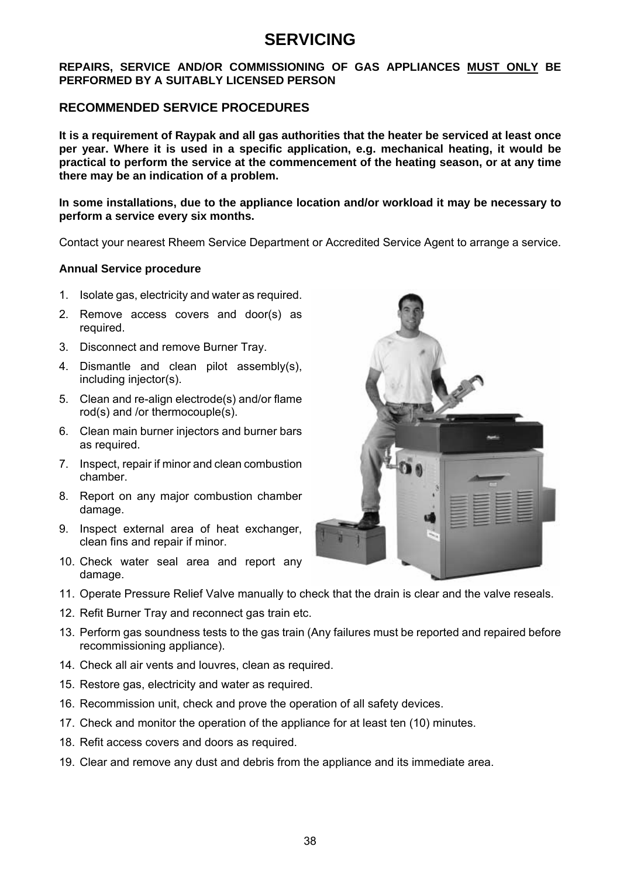# SERVICING

**REPAIRS, SERVICE AND/OR COMMISSIONING OF GAS APPLIANCES MUST ONLY BE PERFORMED BY A SUITABLY LICENSED PERSON**

## RECOMMENDED SERVICE PROCEDURES

**It is a requirement of Raypak and all gas authorities that the heater be serviced at least once per year. Where it is used in a specific application, e.g. mechanical heating, it would be practical to perform the service at the commencement of the heating season, or at any time there may be an indication of a problem.**

**In some installations, due to the appliance location and/or workload it may be necessary to perform a service every six months.**

Contact your nearest Rheem Service Department or Accredited Service Agent to arrange a service.

### Annual Service procedure

1. Isolate gas, electricity and water as required.
2. Remove access covers and door(s) as required.
3. Disconnect and remove Burner Tray.
4. Dismantle and clean pilot assembly(s), including injector(s).
5. Clean and re-align electrode(s) and/or flame rod(s) and /or thermocouple(s).
6. Clean main burner injectors and burner bars as required.
7. Inspect, repair if minor and clean combustion chamber.
8. Report on any major combustion chamber damage.
9. Inspect external area of heat exchanger, clean fins and repair if minor.
10. Check water seal area and report any damage.
11. Operate Pressure Relief Valve manually to check that the drain is clear and the valve reseals.
12. Refit Burner Tray and reconnect gas train etc.
13. Perform gas soundness tests to the gas train (Any failures must be reported and repaired before recommissioning appliance).
14. Check all air vents and louvres, clean as required.
15. Restore gas, electricity and water as required.
16. Recommission unit, check and prove the operation of all safety devices.
17. Check and monitor the operation of the appliance for at least ten (10) minutes.
18. Refit access covers and doors as required.
19. Clear and remove any dust and debris from the appliance and its immediate area.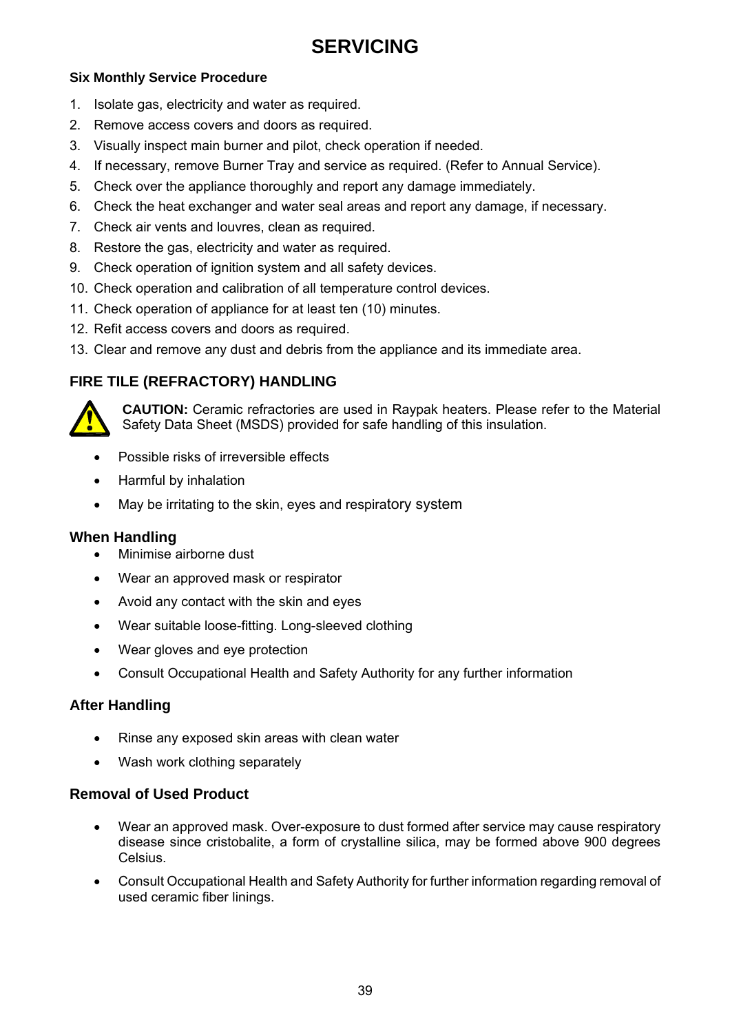# SERVICING

**Six Monthly Service Procedure**

1. Isolate gas, electricity and water as required.
2. Remove access covers and doors as required.
3. Visually inspect main burner and pilot, check operation if needed.
4. If necessary, remove Burner Tray and service as required. (Refer to Annual Service).
5. Check over the appliance thoroughly and report any damage immediately.
6. Check the heat exchanger and water seal areas and report any damage, if necessary.
7. Check air vents and louvres, clean as required.
8. Restore the gas, electricity and water as required.
9. Check operation of ignition system and all safety devices.
10. Check operation and calibration of all temperature control devices.
11. Check operation of appliance for at least ten (10) minutes.
12. Refit access covers and doors as required.
13. Clear and remove any dust and debris from the appliance and its immediate area.

## FIRE TILE (REFRACTORY) HANDLING

**CAUTION:** Ceramic refractories are used in Raypak heaters. Please refer to the Material Safety Data Sheet (MSDS) provided for safe handling of this insulation.

- Possible risks of irreversible effects
- Harmful by inhalation
- May be irritating to the skin, eyes and respiratory system

### When Handling

- Minimise airborne dust
- Wear an approved mask or respirator
- Avoid any contact with the skin and eyes
- Wear suitable loose-fitting. Long-sleeved clothing
- Wear gloves and eye protection
- Consult Occupational Health and Safety Authority for any further information

### After Handling

- Rinse any exposed skin areas with clean water
- Wash work clothing separately

### Removal of Used Product

- Wear an approved mask. Over-exposure to dust formed after service may cause respiratory disease since cristobalite, a form of crystalline silica, may be formed above 900 degrees Celsius.
- Consult Occupational Health and Safety Authority for further information regarding removal of used ceramic fiber linings.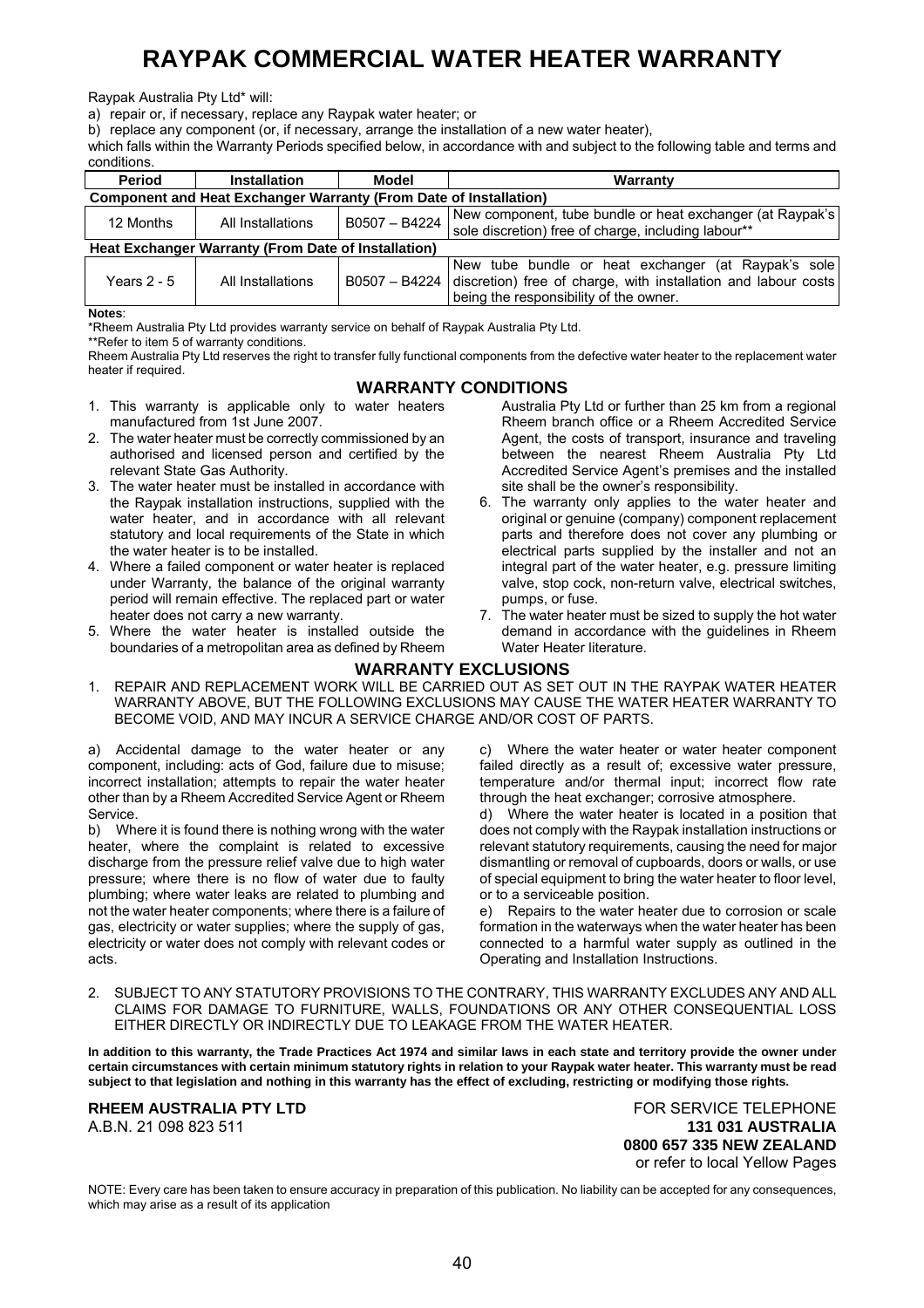# RAYPAK COMMERCIAL WATER HEATER WARRANTY

Raypak Australia Pty Ltd* will:

a) repair or, if necessary, replace any Raypak water heater; or

b) replace any component (or, if necessary, arrange the installation of a new water heater),

which falls within the Warranty Periods specified below, in accordance with and subject to the following table and terms and conditions.

| Period | Installation | Model | Warranty |
|---|---|---|---|
| **Component and Heat Exchanger Warranty (From Date of Installation)** | | | |
| 12 Months | All Installations | B0507 – B4224 | New component, tube bundle or heat exchanger (at Raypak's sole discretion) free of charge, including labour** |
| **Heat Exchanger Warranty (From Date of Installation)** | | | |
| Years 2 - 5 | All Installations | B0507 – B4224 | New tube bundle or heat exchanger (at Raypak's sole discretion) free of charge, with installation and labour costs being the responsibility of the owner. |

**Notes**:

*Rheem Australia Pty Ltd provides warranty service on behalf of Raypak Australia Pty Ltd.

**Refer to item 5 of warranty conditions.

Rheem Australia Pty Ltd reserves the right to transfer fully functional components from the defective water heater to the replacement water heater if required.

## WARRANTY CONDITIONS

1. This warranty is applicable only to water heaters manufactured from 1st June 2007.
2. The water heater must be correctly commissioned by an authorised and licensed person and certified by the relevant State Gas Authority.
3. The water heater must be installed in accordance with the Raypak installation instructions, supplied with the water heater, and in accordance with all relevant statutory and local requirements of the State in which the water heater is to be installed.
4. Where a failed component or water heater is replaced under Warranty, the balance of the original warranty period will remain effective. The replaced part or water heater does not carry a new warranty.
5. Where the water heater is installed outside the boundaries of a metropolitan area as defined by Rheem Australia Pty Ltd or further than 25 km from a regional Rheem branch office or a Rheem Accredited Service Agent, the costs of transport, insurance and traveling between the nearest Rheem Australia Pty Ltd Accredited Service Agent's premises and the installed site shall be the owner's responsibility.
6. The warranty only applies to the water heater and original or genuine (company) component replacement parts and therefore does not cover any plumbing or electrical parts supplied by the installer and not an integral part of the water heater, e.g. pressure limiting valve, stop cock, non-return valve, electrical switches, pumps, or fuse.
7. The water heater must be sized to supply the hot water demand in accordance with the guidelines in Rheem Water Heater literature.

## WARRANTY EXCLUSIONS

1. REPAIR AND REPLACEMENT WORK WILL BE CARRIED OUT AS SET OUT IN THE RAYPAK WATER HEATER WARRANTY ABOVE, BUT THE FOLLOWING EXCLUSIONS MAY CAUSE THE WATER HEATER WARRANTY TO BECOME VOID, AND MAY INCUR A SERVICE CHARGE AND/OR COST OF PARTS.

a) Accidental damage to the water heater or any component, including: acts of God, failure due to misuse; incorrect installation; attempts to repair the water heater other than by a Rheem Accredited Service Agent or Rheem Service.

b) Where it is found there is nothing wrong with the water heater, where the complaint is related to excessive discharge from the pressure relief valve due to high water pressure; where there is no flow of water due to faulty plumbing; where water leaks are related to plumbing and not the water heater components; where there is a failure of gas, electricity or water supplies; where the supply of gas, electricity or water does not comply with relevant codes or acts.

c) Where the water heater or water heater component failed directly as a result of; excessive water pressure, temperature and/or thermal input; incorrect flow rate through the heat exchanger; corrosive atmosphere.

d) Where the water heater is located in a position that does not comply with the Raypak installation instructions or relevant statutory requirements, causing the need for major dismantling or removal of cupboards, doors or walls, or use of special equipment to bring the water heater to floor level, or to a serviceable position.

e) Repairs to the water heater due to corrosion or scale formation in the waterways when the water heater has been connected to a harmful water supply as outlined in the Operating and Installation Instructions.

2. SUBJECT TO ANY STATUTORY PROVISIONS TO THE CONTRARY, THIS WARRANTY EXCLUDES ANY AND ALL CLAIMS FOR DAMAGE TO FURNITURE, WALLS, FOUNDATIONS OR ANY OTHER CONSEQUENTIAL LOSS EITHER DIRECTLY OR INDIRECTLY DUE TO LEAKAGE FROM THE WATER HEATER.

**In addition to this warranty, the Trade Practices Act 1974 and similar laws in each state and territory provide the owner under certain circumstances with certain minimum statutory rights in relation to your Raypak water heater. This warranty must be read subject to that legislation and nothing in this warranty has the effect of excluding, restricting or modifying those rights.**

**RHEEM AUSTRALIA PTY LTD**
A.B.N. 21 098 823 511

FOR SERVICE TELEPHONE
**131 031 AUSTRALIA**
**0800 657 335 NEW ZEALAND**
or refer to local Yellow Pages

NOTE: Every care has been taken to ensure accuracy in preparation of this publication. No liability can be accepted for any consequences, which may arise as a result of its application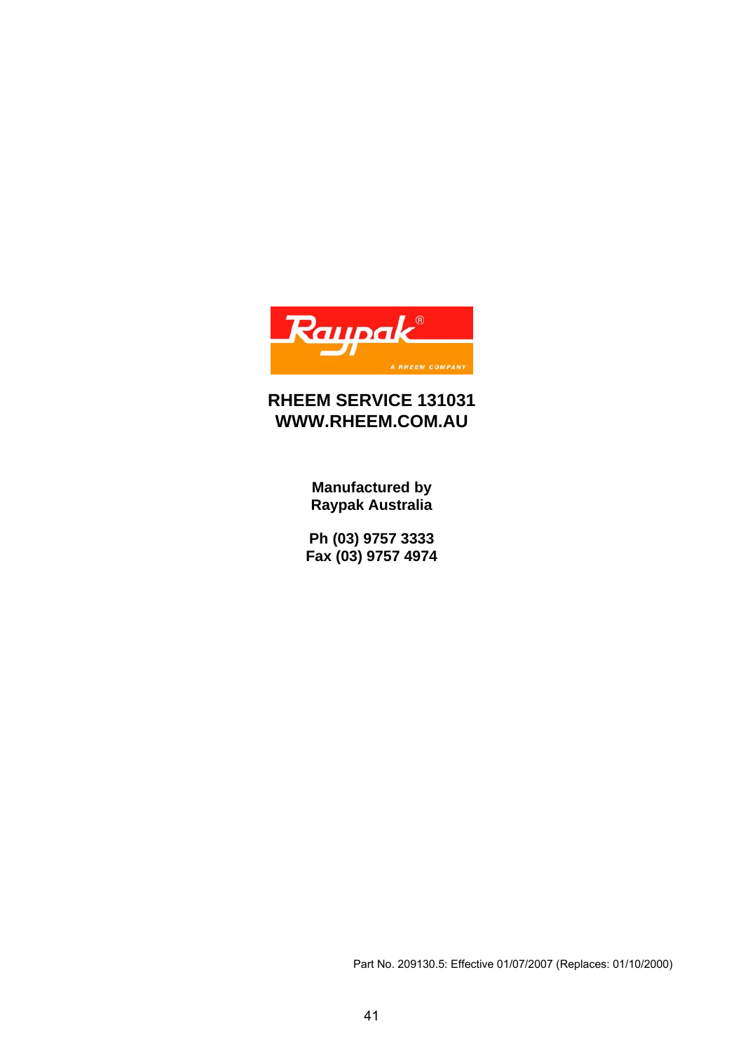Raypak®

A RHEEM COMPANY

**RHEEM SERVICE 131031**
**WWW.RHEEM.COM.AU**

**Manufactured by**
**Raypak Australia**

**Ph (03) 9757 3333**
**Fax (03) 9757 4974**

Part No. 209130.5: Effective 01/07/2007 (Replaces: 01/10/2000)